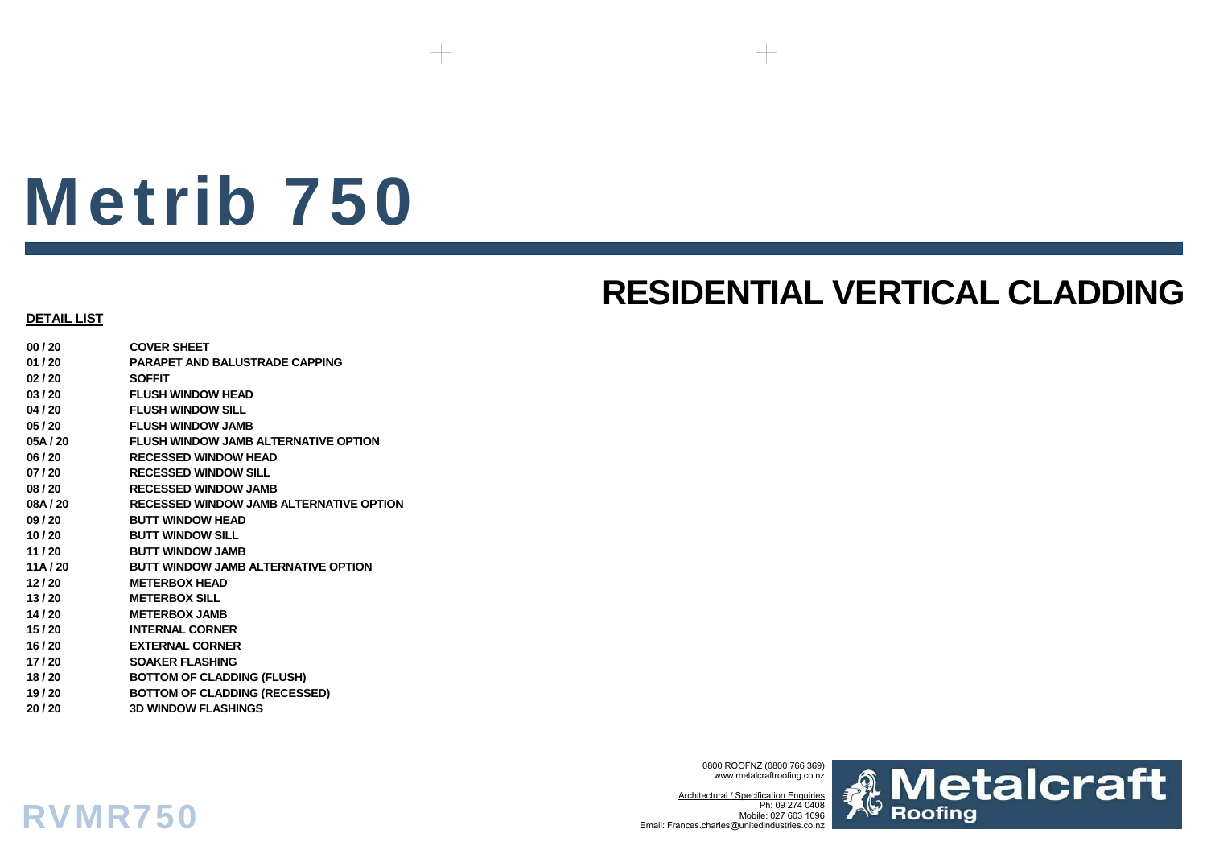# Metrib 750

## RESIDENTIAL VERTICAL CLADDING

**DETAIL LIST**

| | |
|---|---|
| **00 / 20** | **COVER SHEET** |
| **01 / 20** | **PARAPET AND BALUSTRADE CAPPING** |
| **02 / 20** | **SOFFIT** |
| **03 / 20** | **FLUSH WINDOW HEAD** |
| **04 / 20** | **FLUSH WINDOW SILL** |
| **05 / 20** | **FLUSH WINDOW JAMB** |
| **05A / 20** | **FLUSH WINDOW JAMB ALTERNATIVE OPTION** |
| **06 / 20** | **RECESSED WINDOW HEAD** |
| **07 / 20** | **RECESSED WINDOW SILL** |
| **08 / 20** | **RECESSED WINDOW JAMB** |
| **08A / 20** | **RECESSED WINDOW JAMB ALTERNATIVE OPTION** |
| **09 / 20** | **BUTT WINDOW HEAD** |
| **10 / 20** | **BUTT WINDOW SILL** |
| **11 / 20** | **BUTT WINDOW JAMB** |
| **11A / 20** | **BUTT WINDOW JAMB ALTERNATIVE OPTION** |
| **12 / 20** | **METERBOX HEAD** |
| **13 / 20** | **METERBOX SILL** |
| **14 / 20** | **METERBOX JAMB** |
| **15 / 20** | **INTERNAL CORNER** |
| **16 / 20** | **EXTERNAL CORNER** |
| **17 / 20** | **SOAKER FLASHING** |
| **18 / 20** | **BOTTOM OF CLADDING (FLUSH)** |
| **19 / 20** | **BOTTOM OF CLADDING (RECESSED)** |
| **20 / 20** | **3D WINDOW FLASHINGS** |

0800 ROOFNZ (0800 766 369)
www.metalcraftroofing.co.nz

Architectural / Specification Enquiries
Ph: 09 274 0408
Mobile: 027 603 1096
Email: Frances.charles@unitedindustries.co.nz

**Metalcraft Roofing**

**RVMR750**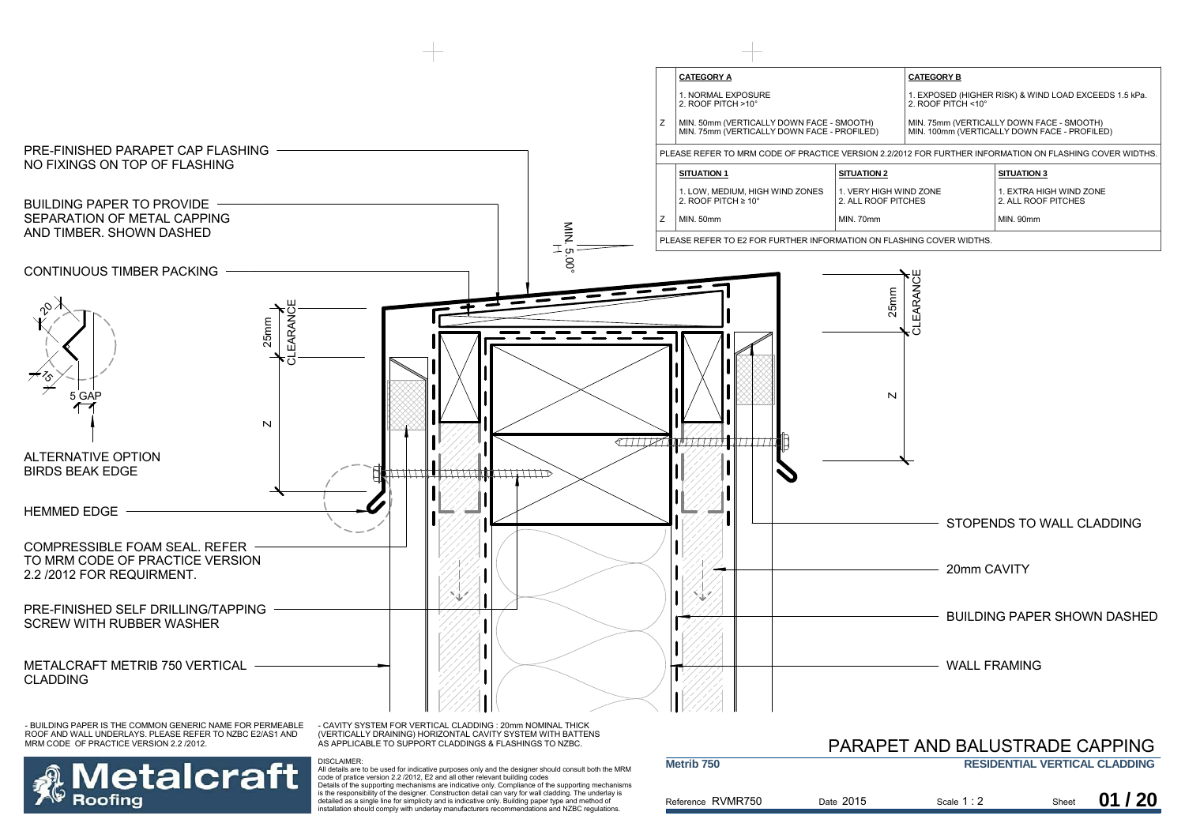| | **CATEGORY A** | **CATEGORY B** |
|---|---|---|
| | 1. NORMAL EXPOSURE<br>2. ROOF PITCH >10° | 1. EXPOSED (HIGHER RISK) & WIND LOAD EXCEEDS 1.5 kPa.<br>2. ROOF PITCH <10° |
| Z | MIN. 50mm (VERTICALLY DOWN FACE - SMOOTH)<br>MIN. 75mm (VERTICALLY DOWN FACE - PROFILED) | MIN. 75mm (VERTICALLY DOWN FACE - SMOOTH)<br>MIN. 100mm (VERTICALLY DOWN FACE - PROFILED) |

PLEASE REFER TO MRM CODE OF PRACTICE VERSION 2.2/2012 FOR FURTHER INFORMATION ON FLASHING COVER WIDTHS.

| | **SITUATION 1** | **SITUATION 2** | **SITUATION 3** |
|---|---|---|---|
| | 1. LOW, MEDIUM, HIGH WIND ZONES<br>2. ROOF PITCH ≥ 10° | 1. VERY HIGH WIND ZONE<br>2. ALL ROOF PITCHES | 1. EXTRA HIGH WIND ZONE<br>2. ALL ROOF PITCHES |
| Z | MIN. 50mm | MIN. 70mm | MIN. 90mm |

PLEASE REFER TO E2 FOR FURTHER INFORMATION ON FLASHING COVER WIDTHS.

PRE-FINISHED PARAPET CAP FLASHING
NO FIXINGS ON TOP OF FLASHING

BUILDING PAPER TO PROVIDE SEPARATION OF METAL CAPPING AND TIMBER. SHOWN DASHED

CONTINUOUS TIMBER PACKING

MIN. 5.00°

20

15

5 GAP

25mm CLEARANCE

Z

ALTERNATIVE OPTION
BIRDS BEAK EDGE

HEMMED EDGE

COMPRESSIBLE FOAM SEAL. REFER TO MRM CODE OF PRACTICE VERSION 2.2 /2012 FOR REQUIRMENT.

PRE-FINISHED SELF DRILLING/TAPPING SCREW WITH RUBBER WASHER

METALCRAFT METRIB 750 VERTICAL CLADDING

STOPENDS TO WALL CLADDING

20mm CAVITY

BUILDING PAPER SHOWN DASHED

WALL FRAMING

- BUILDING PAPER IS THE COMMON GENERIC NAME FOR PERMEABLE ROOF AND WALL UNDERLAYS. PLEASE REFER TO NZBC E2/AS1 AND MRM CODE OF PRACTICE VERSION 2.2 /2012.

- CAVITY SYSTEM FOR VERTICAL CLADDING : 20mm NOMINAL THICK (VERTICALLY DRAINING) HORIZONTAL CAVITY SYSTEM WITH BATTENS AS APPLICABLE TO SUPPORT CLADDINGS & FLASHINGS TO NZBC.

DISCLAIMER:
All details are to be used for indicative purposes only and the designer should consult both the MRM code of pratice version 2.2 /2012, E2 and all other relevant building codes
Details of the supporting mechanisms are indicative only. Compliance of the supporting mechanisms is the responsibility of the designer. Construction detail can vary for wall cladding. The underlay is detailed as a single line for simplicity and is indicative only. Building paper type and method of installation should comply with underlay manufacturers recommendations and NZBC regulations.

Metalcraft Roofing

# PARAPET AND BALUSTRADE CAPPING

**Metrib 750** — **RESIDENTIAL VERTICAL CLADDING**

Reference RVMR750 | Date 2015 | Scale 1 : 2 | Sheet **01 / 20**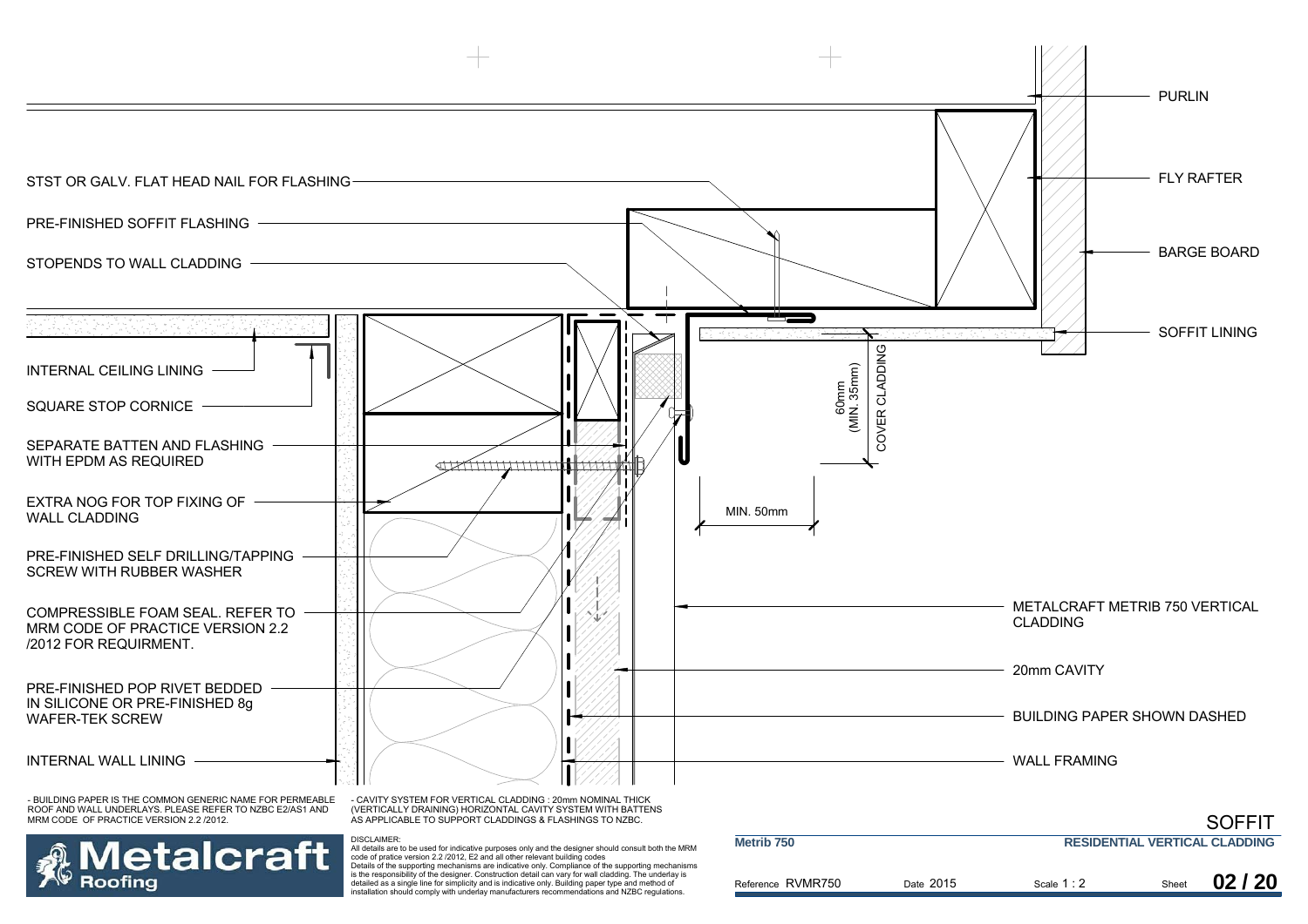PURLIN

FLY RAFTER

BARGE BOARD

SOFFIT LINING

STST OR GALV. FLAT HEAD NAIL FOR FLASHING

PRE-FINISHED SOFFIT FLASHING

STOPENDS TO WALL CLADDING

INTERNAL CEILING LINING

SQUARE STOP CORNICE

SEPARATE BATTEN AND FLASHING WITH EPDM AS REQUIRED

EXTRA NOG FOR TOP FIXING OF WALL CLADDING

PRE-FINISHED SELF DRILLING/TAPPING SCREW WITH RUBBER WASHER

COMPRESSIBLE FOAM SEAL. REFER TO MRM CODE OF PRACTICE VERSION 2.2 /2012 FOR REQUIRMENT.

PRE-FINISHED POP RIVET BEDDED IN SILICONE OR PRE-FINISHED 8g WAFER-TEK SCREW

INTERNAL WALL LINING

60mm (MIN. 35mm) COVER CLADDING

MIN. 50mm

METALCRAFT METRIB 750 VERTICAL CLADDING

20mm CAVITY

BUILDING PAPER SHOWN DASHED

WALL FRAMING

- BUILDING PAPER IS THE COMMON GENERIC NAME FOR PERMEABLE ROOF AND WALL UNDERLAYS. PLEASE REFER TO NZBC E2/AS1 AND MRM CODE OF PRACTICE VERSION 2.2 /2012.

- CAVITY SYSTEM FOR VERTICAL CLADDING : 20mm NOMINAL THICK (VERTICALLY DRAINING) HORIZONTAL CAVITY SYSTEM WITH BATTENS AS APPLICABLE TO SUPPORT CLADDINGS & FLASHINGS TO NZBC.

# SOFFIT

DISCLAIMER:
All details are to be used for indicative purposes only and the designer should consult both the MRM code of pratice version 2.2 /2012, E2 and all other relevant building codes
Details of the supporting mechanisms are indicative only. Compliance of the supporting mechanisms is the responsibility of the designer. Construction detail can vary for wall cladding. The underlay is detailed as a single line for simplicity and is indicative only. Building paper type and method of installation should comply with underlay manufacturers recommendations and NZBC regulations.

Metalcraft Roofing

| Metrib 750 | | RESIDENTIAL VERTICAL CLADDING | |
|---|---|---|---|
| Reference RVMR750 | Date 2015 | Scale 1 : 2 | Sheet 02 / 20 |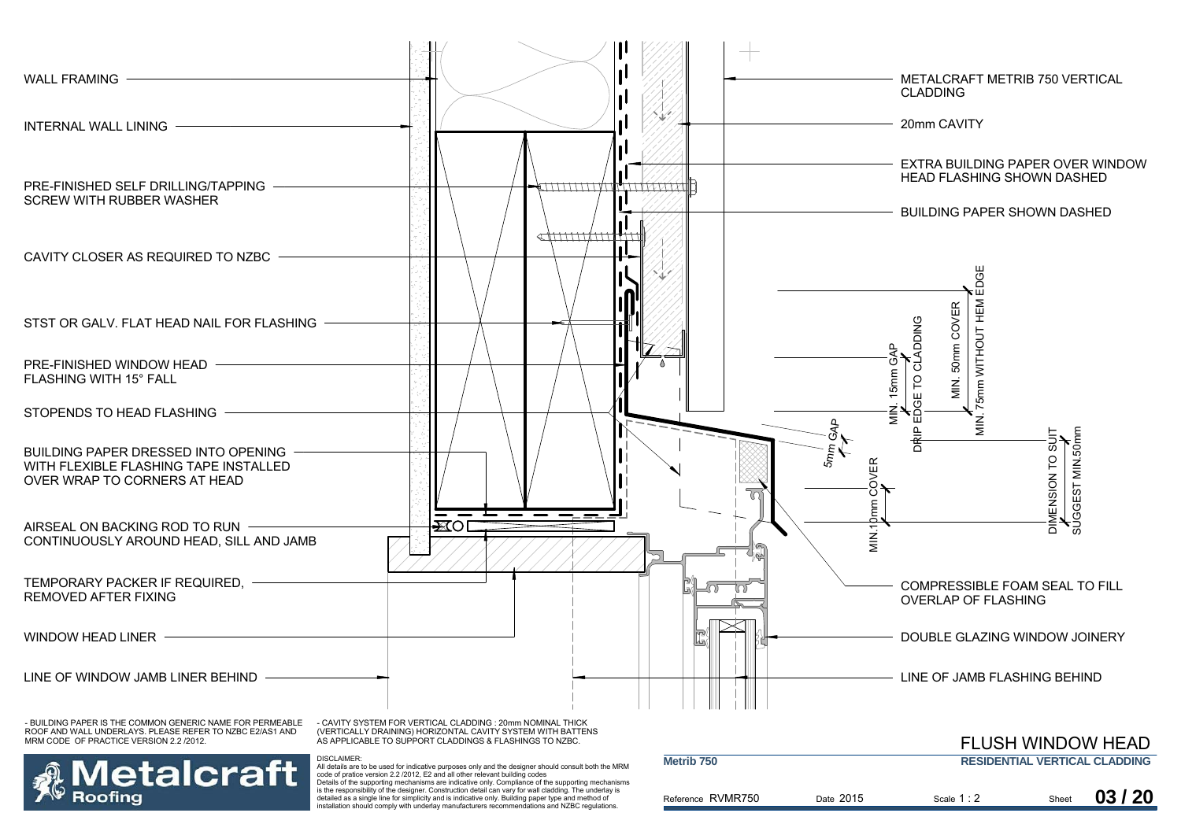WALL FRAMING

INTERNAL WALL LINING

PRE-FINISHED SELF DRILLING/TAPPING SCREW WITH RUBBER WASHER

CAVITY CLOSER AS REQUIRED TO NZBC

STST OR GALV. FLAT HEAD NAIL FOR FLASHING

PRE-FINISHED WINDOW HEAD FLASHING WITH 15° FALL

STOPENDS TO HEAD FLASHING

BUILDING PAPER DRESSED INTO OPENING WITH FLEXIBLE FLASHING TAPE INSTALLED OVER WRAP TO CORNERS AT HEAD

AIRSEAL ON BACKING ROD TO RUN CONTINUOUSLY AROUND HEAD, SILL AND JAMB

TEMPORARY PACKER IF REQUIRED, REMOVED AFTER FIXING

WINDOW HEAD LINER

LINE OF WINDOW JAMB LINER BEHIND

METALCRAFT METRIB 750 VERTICAL CLADDING

20mm CAVITY

EXTRA BUILDING PAPER OVER WINDOW HEAD FLASHING SHOWN DASHED

BUILDING PAPER SHOWN DASHED

MIN. 15mm GAP

DRIP EDGE TO CLADDING

MIN. 50mm COVER

MIN. 75mm WITHOUT HEM EDGE

5mm GAP

MIN.10mm COVER

DIMENSION TO SUIT

SUGGEST MIN.50mm

COMPRESSIBLE FOAM SEAL TO FILL OVERLAP OF FLASHING

DOUBLE GLAZING WINDOW JOINERY

LINE OF JAMB FLASHING BEHIND

- BUILDING PAPER IS THE COMMON GENERIC NAME FOR PERMEABLE ROOF AND WALL UNDERLAYS. PLEASE REFER TO NZBC E2/AS1 AND MRM CODE OF PRACTICE VERSION 2.2 /2012.

- CAVITY SYSTEM FOR VERTICAL CLADDING : 20mm NOMINAL THICK (VERTICALLY DRAINING) HORIZONTAL CAVITY SYSTEM WITH BATTENS AS APPLICABLE TO SUPPORT CLADDINGS & FLASHINGS TO NZBC.

# FLUSH WINDOW HEAD

**Metalcraft Roofing**

DISCLAIMER:
All details are to be used for indicative purposes only and the designer should consult both the MRM code of pratice version 2.2 /2012, E2 and all other relevant building codes
Details of the supporting mechanisms are indicative only. Compliance of the supporting mechanisms is the responsibility of the designer. Construction detail can vary for wall cladding. The underlay is detailed as a single line for simplicity and is indicative only. Building paper type and method of installation should comply with underlay manufacturers recommendations and NZBC regulations.

**Metrib 750** | **RESIDENTIAL VERTICAL CLADDING**

Reference RVMR750 | Date 2015 | Scale 1 : 2 | Sheet **03 / 20**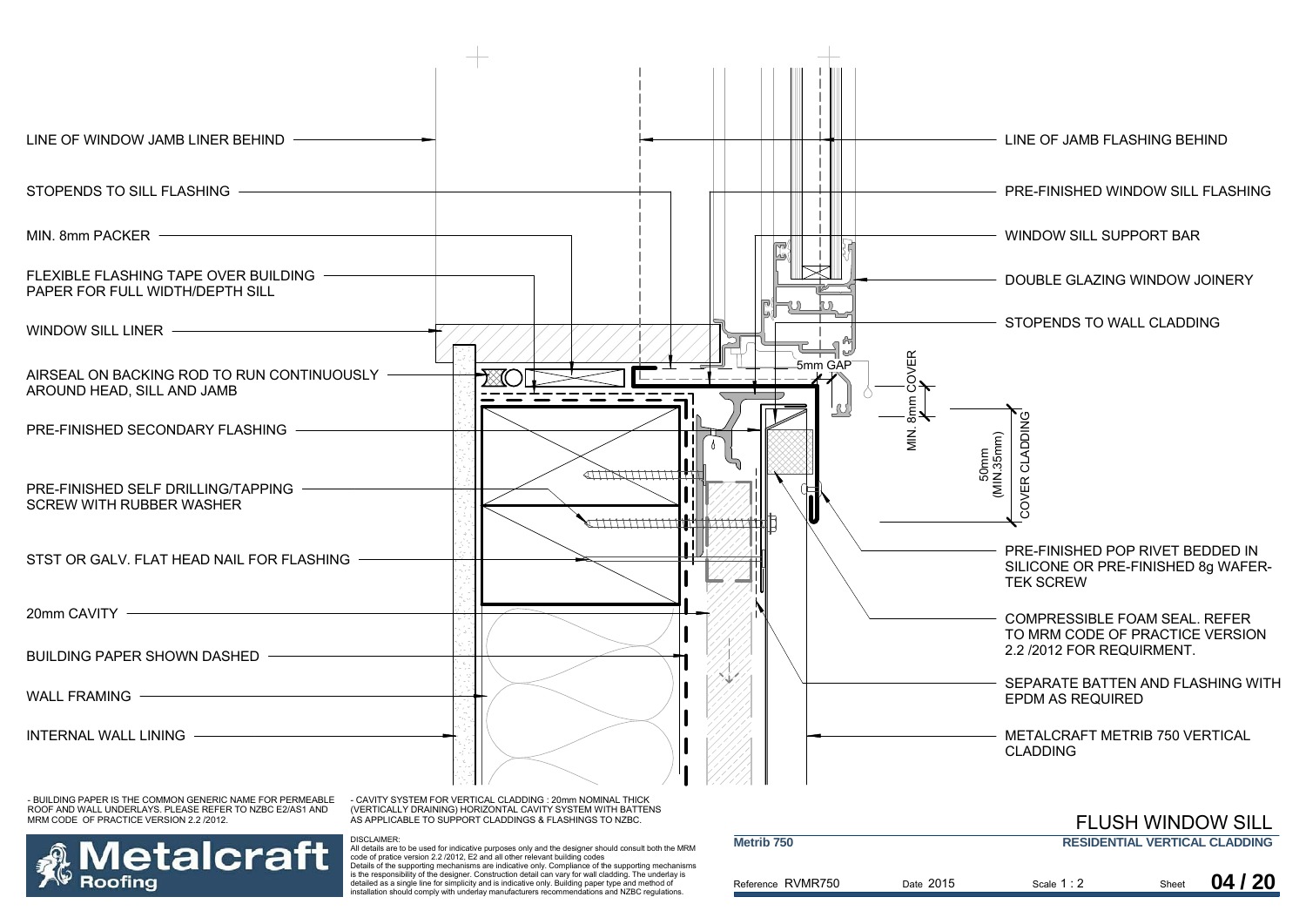LINE OF WINDOW JAMB LINER BEHIND

STOPENDS TO SILL FLASHING

MIN. 8mm PACKER

FLEXIBLE FLASHING TAPE OVER BUILDING PAPER FOR FULL WIDTH/DEPTH SILL

WINDOW SILL LINER

AIRSEAL ON BACKING ROD TO RUN CONTINUOUSLY AROUND HEAD, SILL AND JAMB

PRE-FINISHED SECONDARY FLASHING

PRE-FINISHED SELF DRILLING/TAPPING SCREW WITH RUBBER WASHER

STST OR GALV. FLAT HEAD NAIL FOR FLASHING

20mm CAVITY

BUILDING PAPER SHOWN DASHED

WALL FRAMING

INTERNAL WALL LINING

LINE OF JAMB FLASHING BEHIND

PRE-FINISHED WINDOW SILL FLASHING

WINDOW SILL SUPPORT BAR

DOUBLE GLAZING WINDOW JOINERY

STOPENDS TO WALL CLADDING

5mm GAP

MIN. 8mm COVER

50mm (MIN.35mm) COVER CLADDING

PRE-FINISHED POP RIVET BEDDED IN SILICONE OR PRE-FINISHED 8g WAFER-TEK SCREW

COMPRESSIBLE FOAM SEAL. REFER TO MRM CODE OF PRACTICE VERSION 2.2 /2012 FOR REQUIRMENT.

SEPARATE BATTEN AND FLASHING WITH EPDM AS REQUIRED

METALCRAFT METRIB 750 VERTICAL CLADDING

- BUILDING PAPER IS THE COMMON GENERIC NAME FOR PERMEABLE ROOF AND WALL UNDERLAYS. PLEASE REFER TO NZBC E2/AS1 AND MRM CODE OF PRACTICE VERSION 2.2 /2012.

- CAVITY SYSTEM FOR VERTICAL CLADDING : 20mm NOMINAL THICK (VERTICALLY DRAINING) HORIZONTAL CAVITY SYSTEM WITH BATTENS AS APPLICABLE TO SUPPORT CLADDINGS & FLASHINGS TO NZBC.

DISCLAIMER:
All details are to be used for indicative purposes only and the designer should consult both the MRM code of pratice version 2.2 /2012, E2 and all other relevant building codes
Details of the supporting mechanisms are indicative only. Compliance of the supporting mechanisms is the responsibility of the designer. Construction detail can vary for wall cladding. The underlay is detailed as a single line for simplicity and is indicative only. Building paper type and method of installation should comply with underlay manufacturers recommendations and NZBC regulations.

Metalcraft Roofing

# FLUSH WINDOW SILL

**Metrib 750** | **RESIDENTIAL VERTICAL CLADDING**

Reference RVMR750 | Date 2015 | Scale 1 : 2 | Sheet **04 / 20**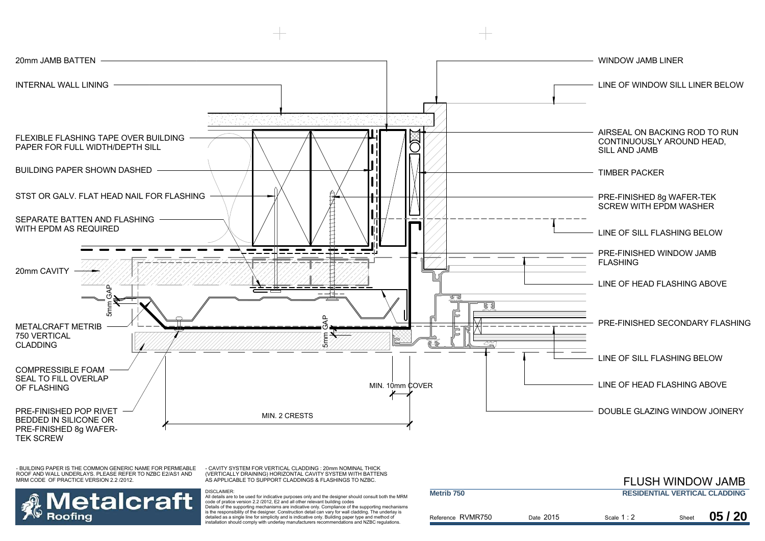20mm JAMB BATTEN

INTERNAL WALL LINING

FLEXIBLE FLASHING TAPE OVER BUILDING PAPER FOR FULL WIDTH/DEPTH SILL

BUILDING PAPER SHOWN DASHED

STST OR GALV. FLAT HEAD NAIL FOR FLASHING

SEPARATE BATTEN AND FLASHING WITH EPDM AS REQUIRED

20mm CAVITY

5mm GAP

METALCRAFT METRIB 750 VERTICAL CLADDING

COMPRESSIBLE FOAM SEAL TO FILL OVERLAP OF FLASHING

PRE-FINISHED POP RIVET BEDDED IN SILICONE OR PRE-FINISHED 8g WAFER-TEK SCREW

5mm GAP

MIN. 10mm COVER

MIN. 2 CRESTS

WINDOW JAMB LINER

LINE OF WINDOW SILL LINER BELOW

AIRSEAL ON BACKING ROD TO RUN CONTINUOUSLY AROUND HEAD, SILL AND JAMB

TIMBER PACKER

PRE-FINISHED 8g WAFER-TEK SCREW WITH EPDM WASHER

LINE OF SILL FLASHING BELOW

PRE-FINISHED WINDOW JAMB FLASHING

LINE OF HEAD FLASHING ABOVE

PRE-FINISHED SECONDARY FLASHING

LINE OF SILL FLASHING BELOW

LINE OF HEAD FLASHING ABOVE

DOUBLE GLAZING WINDOW JOINERY

- BUILDING PAPER IS THE COMMON GENERIC NAME FOR PERMEABLE ROOF AND WALL UNDERLAYS. PLEASE REFER TO NZBC E2/AS1 AND MRM CODE OF PRACTICE VERSION 2.2 /2012.

- CAVITY SYSTEM FOR VERTICAL CLADDING : 20mm NOMINAL THICK (VERTICALLY DRAINING) HORIZONTAL CAVITY SYSTEM WITH BATTENS AS APPLICABLE TO SUPPORT CLADDINGS & FLASHINGS TO NZBC.

DISCLAIMER:
All details are to be used for indicative purposes only and the designer should consult both the MRM code of pratice version 2.2 /2012, E2 and all other relevant building codes
Details of the supporting mechanisms are indicative only. Compliance of the supporting mechanisms is the responsibility of the designer. Construction detail can vary for wall cladding. The underlay is detailed as a single line for simplicity and is indicative only. Building paper type and method of installation should comply with underlay manufacturers recommendations and NZBC regulations.

Metalcraft Roofing

# FLUSH WINDOW JAMB

**Metrib 750** | **RESIDENTIAL VERTICAL CLADDING**

Reference RVMR750 | Date 2015 | Scale 1 : 2 | Sheet **05 / 20**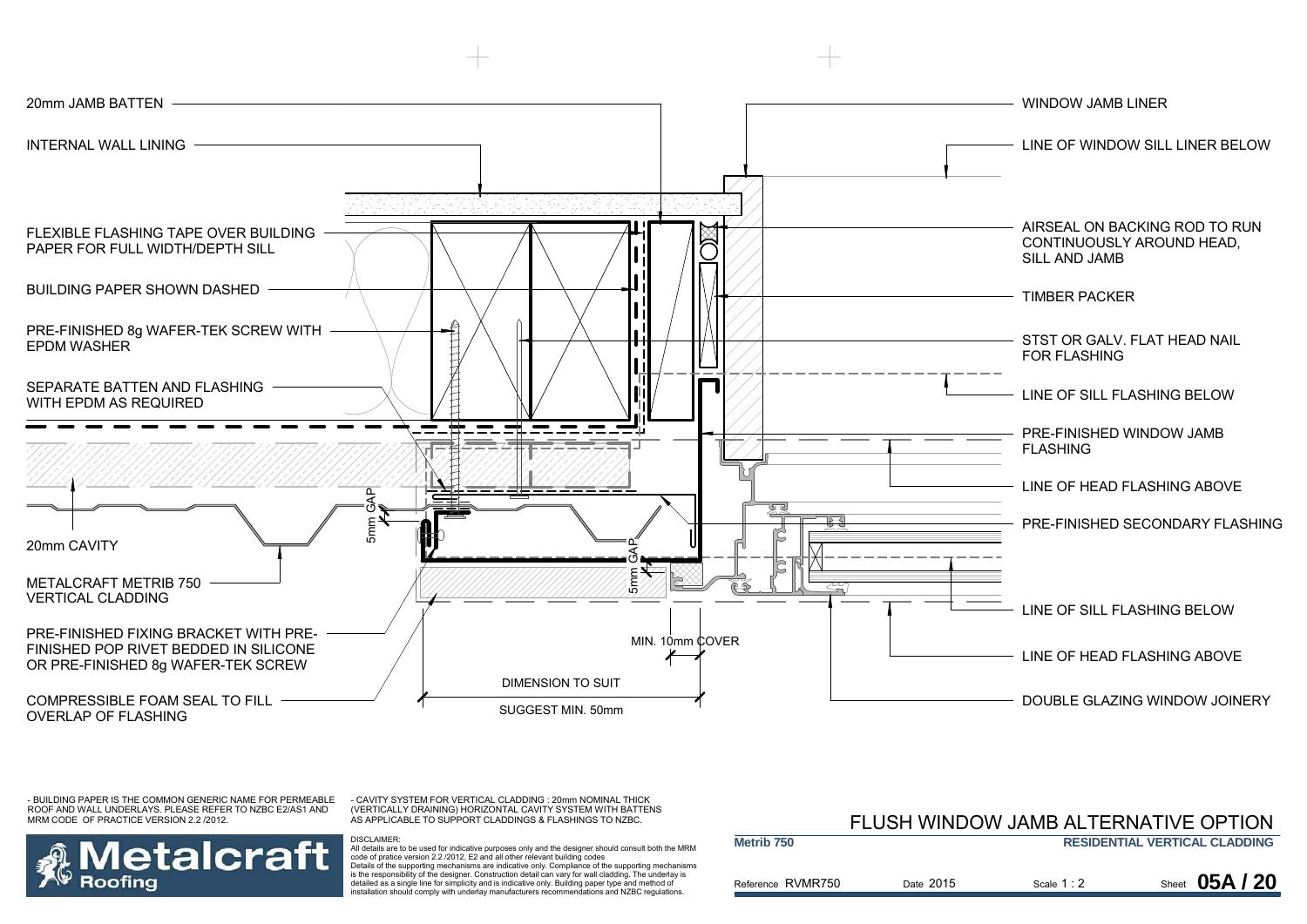20mm JAMB BATTEN

INTERNAL WALL LINING

FLEXIBLE FLASHING TAPE OVER BUILDING PAPER FOR FULL WIDTH/DEPTH SILL

BUILDING PAPER SHOWN DASHED

PRE-FINISHED 8g WAFER-TEK SCREW WITH EPDM WASHER

SEPARATE BATTEN AND FLASHING WITH EPDM AS REQUIRED

20mm CAVITY

METALCRAFT METRIB 750 VERTICAL CLADDING

PRE-FINISHED FIXING BRACKET WITH PRE-FINISHED POP RIVET BEDDED IN SILICONE OR PRE-FINISHED 8g WAFER-TEK SCREW

COMPRESSIBLE FOAM SEAL TO FILL OVERLAP OF FLASHING

5mm GAP

5mm GAP

MIN. 10mm COVER

DIMENSION TO SUIT

SUGGEST MIN. 50mm

WINDOW JAMB LINER

LINE OF WINDOW SILL LINER BELOW

AIRSEAL ON BACKING ROD TO RUN CONTINUOUSLY AROUND HEAD, SILL AND JAMB

TIMBER PACKER

STST OR GALV. FLAT HEAD NAIL FOR FLASHING

LINE OF SILL FLASHING BELOW

PRE-FINISHED WINDOW JAMB FLASHING

LINE OF HEAD FLASHING ABOVE

PRE-FINISHED SECONDARY FLASHING

LINE OF SILL FLASHING BELOW

LINE OF HEAD FLASHING ABOVE

DOUBLE GLAZING WINDOW JOINERY

- BUILDING PAPER IS THE COMMON GENERIC NAME FOR PERMEABLE ROOF AND WALL UNDERLAYS. PLEASE REFER TO NZBC E2/AS1 AND MRM CODE OF PRACTICE VERSION 2.2 /2012.

- CAVITY SYSTEM FOR VERTICAL CLADDING : 20mm NOMINAL THICK (VERTICALLY DRAINING) HORIZONTAL CAVITY SYSTEM WITH BATTENS AS APPLICABLE TO SUPPORT CLADDINGS & FLASHINGS TO NZBC.

DISCLAIMER:
All details are to be used for indicative purposes only and the designer should consult both the MRM code of pratice version 2.2 /2012, E2 and all other relevant building codes
Details of the supporting mechanisms are indicative only. Compliance of the supporting mechanisms is the responsibility of the designer. Construction detail can vary for wall cladding. The underlay is detailed as a single line for simplicity and is indicative only. Building paper type and method of installation should comply with underlay manufacturers recommendations and NZBC regulations.

# FLUSH WINDOW JAMB ALTERNATIVE OPTION

**Metrib 750** | **RESIDENTIAL VERTICAL CLADDING**

Reference RVMR750 | Date 2015 | Scale 1 : 2 | Sheet **05A / 20**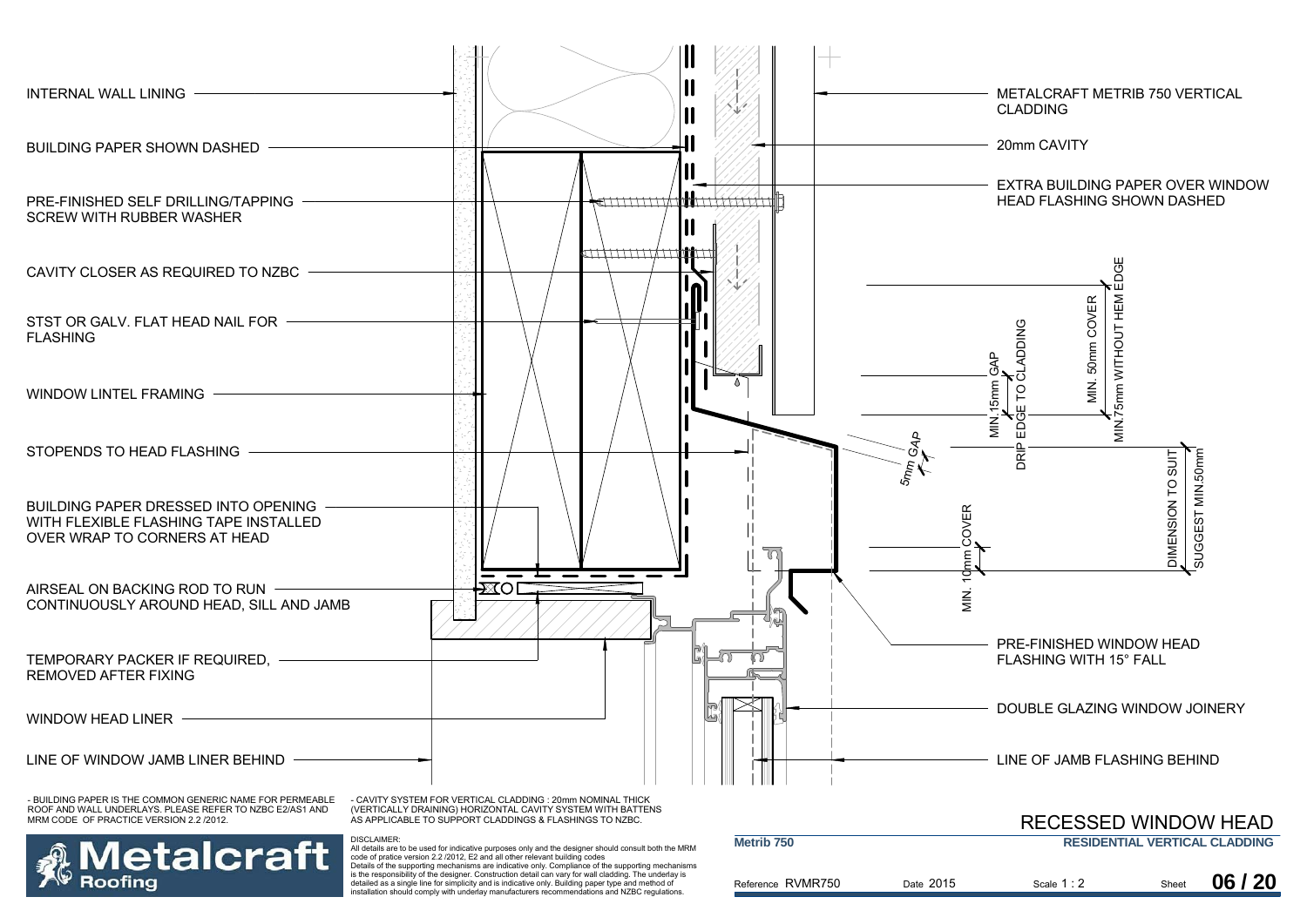INTERNAL WALL LINING

BUILDING PAPER SHOWN DASHED

PRE-FINISHED SELF DRILLING/TAPPING SCREW WITH RUBBER WASHER

CAVITY CLOSER AS REQUIRED TO NZBC

STST OR GALV. FLAT HEAD NAIL FOR FLASHING

WINDOW LINTEL FRAMING

STOPENDS TO HEAD FLASHING

BUILDING PAPER DRESSED INTO OPENING WITH FLEXIBLE FLASHING TAPE INSTALLED OVER WRAP TO CORNERS AT HEAD

AIRSEAL ON BACKING ROD TO RUN CONTINUOUSLY AROUND HEAD, SILL AND JAMB

TEMPORARY PACKER IF REQUIRED, REMOVED AFTER FIXING

WINDOW HEAD LINER

LINE OF WINDOW JAMB LINER BEHIND

METALCRAFT METRIB 750 VERTICAL CLADDING

20mm CAVITY

EXTRA BUILDING PAPER OVER WINDOW HEAD FLASHING SHOWN DASHED

MIN. 75mm WITHOUT HEM EDGE

MIN. 50mm COVER

DRIP EDGE TO CLADDING

MIN. 15mm GAP

5mm GAP

DIMENSION TO SUIT

SUGGEST MIN.50mm

MIN. 10mm COVER

PRE-FINISHED WINDOW HEAD FLASHING WITH 15° FALL

DOUBLE GLAZING WINDOW JOINERY

LINE OF JAMB FLASHING BEHIND

- BUILDING PAPER IS THE COMMON GENERIC NAME FOR PERMEABLE ROOF AND WALL UNDERLAYS. PLEASE REFER TO NZBC E2/AS1 AND MRM CODE OF PRACTICE VERSION 2.2 /2012.

- CAVITY SYSTEM FOR VERTICAL CLADDING : 20mm NOMINAL THICK (VERTICALLY DRAINING) HORIZONTAL CAVITY SYSTEM WITH BATTENS AS APPLICABLE TO SUPPORT CLADDINGS & FLASHINGS TO NZBC.

**Metalcraft Roofing**

DISCLAIMER:
All details are to be used for indicative purposes only and the designer should consult both the MRM code of pratice version 2.2 /2012, E2 and all other relevant building codes
Details of the supporting mechanisms are indicative only. Compliance of the supporting mechanisms is the responsibility of the designer. Construction detail can vary for wall cladding. The underlay is detailed as a single line for simplicity and is indicative only. Building paper type and method of installation should comply with underlay manufacturers recommendations and NZBC regulations.

# RECESSED WINDOW HEAD

**Metrib 750** | **RESIDENTIAL VERTICAL CLADDING**

Reference RVMR750 | Date 2015 | Scale 1 : 2 | Sheet **06 / 20**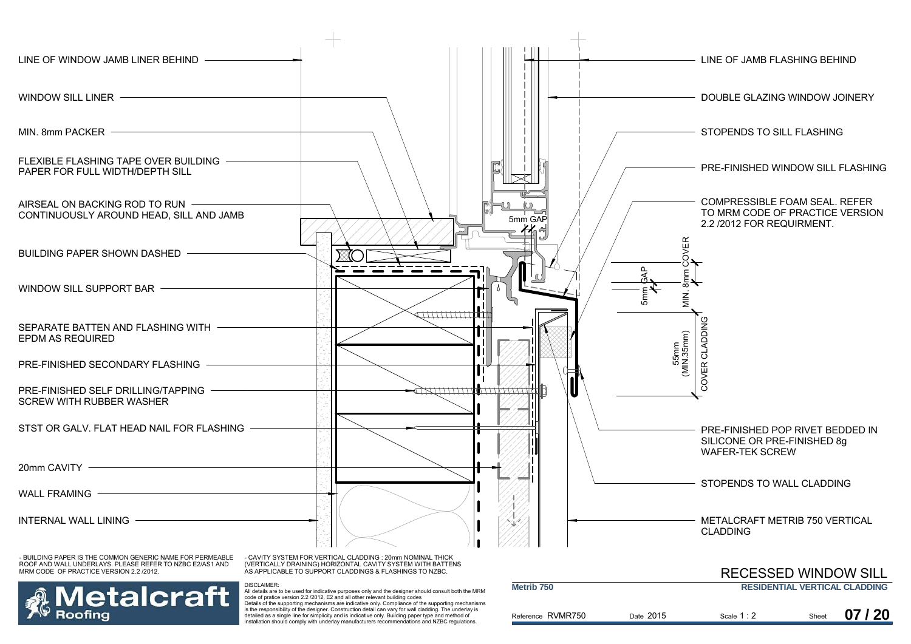LINE OF WINDOW JAMB LINER BEHIND

WINDOW SILL LINER

MIN. 8mm PACKER

FLEXIBLE FLASHING TAPE OVER BUILDING PAPER FOR FULL WIDTH/DEPTH SILL

AIRSEAL ON BACKING ROD TO RUN CONTINUOUSLY AROUND HEAD, SILL AND JAMB

BUILDING PAPER SHOWN DASHED

WINDOW SILL SUPPORT BAR

SEPARATE BATTEN AND FLASHING WITH EPDM AS REQUIRED

PRE-FINISHED SECONDARY FLASHING

PRE-FINISHED SELF DRILLING/TAPPING SCREW WITH RUBBER WASHER

STST OR GALV. FLAT HEAD NAIL FOR FLASHING

20mm CAVITY

WALL FRAMING

INTERNAL WALL LINING

5mm GAP

LINE OF JAMB FLASHING BEHIND

DOUBLE GLAZING WINDOW JOINERY

STOPENDS TO SILL FLASHING

PRE-FINISHED WINDOW SILL FLASHING

COMPRESSIBLE FOAM SEAL. REFER TO MRM CODE OF PRACTICE VERSION 2.2 /2012 FOR REQUIRMENT.

5mm GAP

MIN. 8mm COVER

55mm (MIN.35mm)

COVER CLADDING

PRE-FINISHED POP RIVET BEDDED IN SILICONE OR PRE-FINISHED 8g WAFER-TEK SCREW

STOPENDS TO WALL CLADDING

METALCRAFT METRIB 750 VERTICAL CLADDING

- BUILDING PAPER IS THE COMMON GENERIC NAME FOR PERMEABLE ROOF AND WALL UNDERLAYS. PLEASE REFER TO NZBC E2/AS1 AND MRM CODE OF PRACTICE VERSION 2.2 /2012.

- CAVITY SYSTEM FOR VERTICAL CLADDING : 20mm NOMINAL THICK (VERTICALLY DRAINING) HORIZONTAL CAVITY SYSTEM WITH BATTENS AS APPLICABLE TO SUPPORT CLADDINGS & FLASHINGS TO NZBC.

# RECESSED WINDOW SILL

**Metalcraft Roofing**

DISCLAIMER:
All details are to be used for indicative purposes only and the designer should consult both the MRM code of pratice version 2.2 /2012, E2 and all other relevant building codes
Details of the supporting mechanisms are indicative only. Compliance of the supporting mechanisms is the responsibility of the designer. Construction detail can vary for wall cladding. The underlay is detailed as a single line for simplicity and is indicative only. Building paper type and method of installation should comply with underlay manufacturers recommendations and NZBC regulations.

**Metrib 750** | **RESIDENTIAL VERTICAL CLADDING**

Reference RVMR750 | Date 2015 | Scale 1 : 2 | Sheet **07 / 20**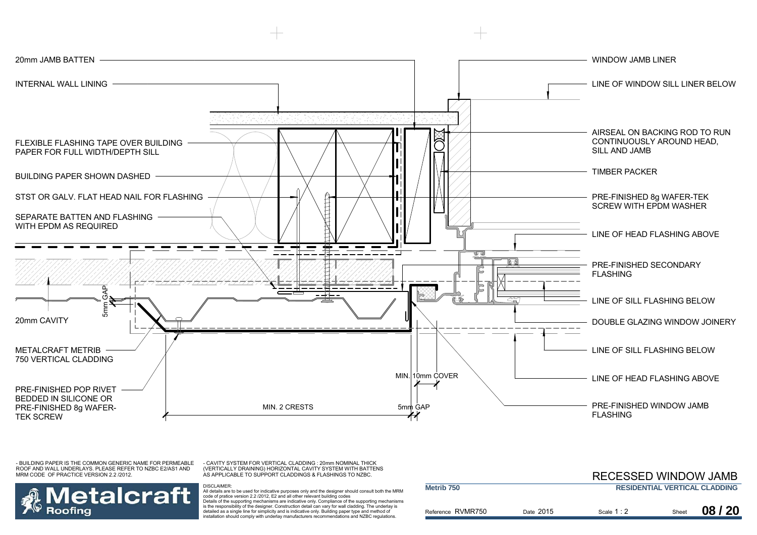20mm JAMB BATTEN

INTERNAL WALL LINING

FLEXIBLE FLASHING TAPE OVER BUILDING PAPER FOR FULL WIDTH/DEPTH SILL

BUILDING PAPER SHOWN DASHED

STST OR GALV. FLAT HEAD NAIL FOR FLASHING

SEPARATE BATTEN AND FLASHING WITH EPDM AS REQUIRED

5mm GAP

20mm CAVITY

METALCRAFT METRIB 750 VERTICAL CLADDING

PRE-FINISHED POP RIVET BEDDED IN SILICONE OR PRE-FINISHED 8g WAFER-TEK SCREW

MIN. 2 CRESTS

MIN. 10mm COVER

5mm GAP

WINDOW JAMB LINER

LINE OF WINDOW SILL LINER BELOW

AIRSEAL ON BACKING ROD TO RUN CONTINUOUSLY AROUND HEAD, SILL AND JAMB

TIMBER PACKER

PRE-FINISHED 8g WAFER-TEK SCREW WITH EPDM WASHER

LINE OF HEAD FLASHING ABOVE

PRE-FINISHED SECONDARY FLASHING

LINE OF SILL FLASHING BELOW

DOUBLE GLAZING WINDOW JOINERY

LINE OF SILL FLASHING BELOW

LINE OF HEAD FLASHING ABOVE

PRE-FINISHED WINDOW JAMB FLASHING

- BUILDING PAPER IS THE COMMON GENERIC NAME FOR PERMEABLE ROOF AND WALL UNDERLAYS. PLEASE REFER TO NZBC E2/AS1 AND MRM CODE OF PRACTICE VERSION 2.2 /2012.

- CAVITY SYSTEM FOR VERTICAL CLADDING : 20mm NOMINAL THICK (VERTICALLY DRAINING) HORIZONTAL CAVITY SYSTEM WITH BATTENS AS APPLICABLE TO SUPPORT CLADDINGS & FLASHINGS TO NZBC.

DISCLAIMER:
All details are to be used for indicative purposes only and the designer should consult both the MRM code of pratice version 2.2 /2012, E2 and all other relevant building codes
Details of the supporting mechanisms are indicative only. Compliance of the supporting mechanisms is the responsibility of the designer. Construction detail can vary for wall cladding. The underlay is detailed as a single line for simplicity and is indicative only. Building paper type and method of installation should comply with underlay manufacturers recommendations and NZBC regulations.

Metalcraft Roofing

# RECESSED WINDOW JAMB

**Metrib 750** | **RESIDENTIAL VERTICAL CLADDING**

Reference RVMR750 | Date 2015 | Scale 1 : 2 | Sheet **08 / 20**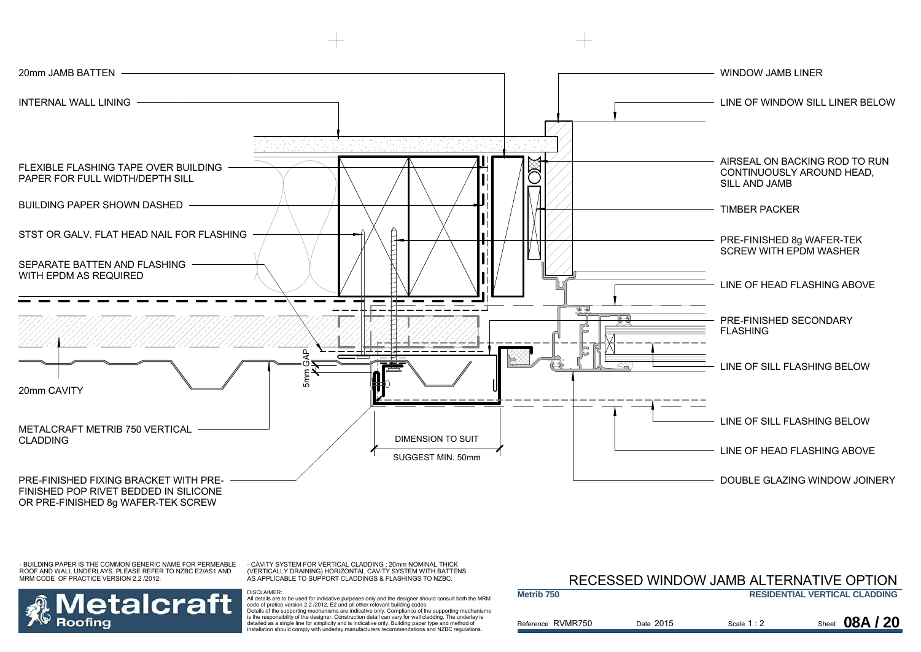20mm JAMB BATTEN

INTERNAL WALL LINING

FLEXIBLE FLASHING TAPE OVER BUILDING PAPER FOR FULL WIDTH/DEPTH SILL

BUILDING PAPER SHOWN DASHED

STST OR GALV. FLAT HEAD NAIL FOR FLASHING

SEPARATE BATTEN AND FLASHING WITH EPDM AS REQUIRED

20mm CAVITY

METALCRAFT METRIB 750 VERTICAL CLADDING

PRE-FINISHED FIXING BRACKET WITH PRE-FINISHED POP RIVET BEDDED IN SILICONE OR PRE-FINISHED 8g WAFER-TEK SCREW

5mm GAP

DIMENSION TO SUIT

SUGGEST MIN. 50mm

WINDOW JAMB LINER

LINE OF WINDOW SILL LINER BELOW

AIRSEAL ON BACKING ROD TO RUN CONTINUOUSLY AROUND HEAD, SILL AND JAMB

TIMBER PACKER

PRE-FINISHED 8g WAFER-TEK SCREW WITH EPDM WASHER

LINE OF HEAD FLASHING ABOVE

PRE-FINISHED SECONDARY FLASHING

LINE OF SILL FLASHING BELOW

LINE OF SILL FLASHING BELOW

LINE OF HEAD FLASHING ABOVE

DOUBLE GLAZING WINDOW JOINERY

- BUILDING PAPER IS THE COMMON GENERIC NAME FOR PERMEABLE ROOF AND WALL UNDERLAYS. PLEASE REFER TO NZBC E2/AS1 AND MRM CODE OF PRACTICE VERSION 2.2 /2012.

- CAVITY SYSTEM FOR VERTICAL CLADDING : 20mm NOMINAL THICK (VERTICALLY DRAINING) HORIZONTAL CAVITY SYSTEM WITH BATTENS AS APPLICABLE TO SUPPORT CLADDINGS & FLASHINGS TO NZBC.

DISCLAIMER:
All details are to be used for indicative purposes only and the designer should consult both the MRM code of pratice version 2.2 /2012, E2 and all other relevant building codes
Details of the supporting mechanisms are indicative only. Compliance of the supporting mechanisms is the responsibility of the designer. Construction detail can vary for wall cladding. The underlay is detailed as a single line for simplicity and is indicative only. Building paper type and method of installation should comply with underlay manufacturers recommendations and NZBC regulations.

Metalcraft Roofing

# RECESSED WINDOW JAMB ALTERNATIVE OPTION

**Metrib 750** | **RESIDENTIAL VERTICAL CLADDING**

Reference RVMR750 | Date 2015 | Scale 1 : 2 | Sheet **08A / 20**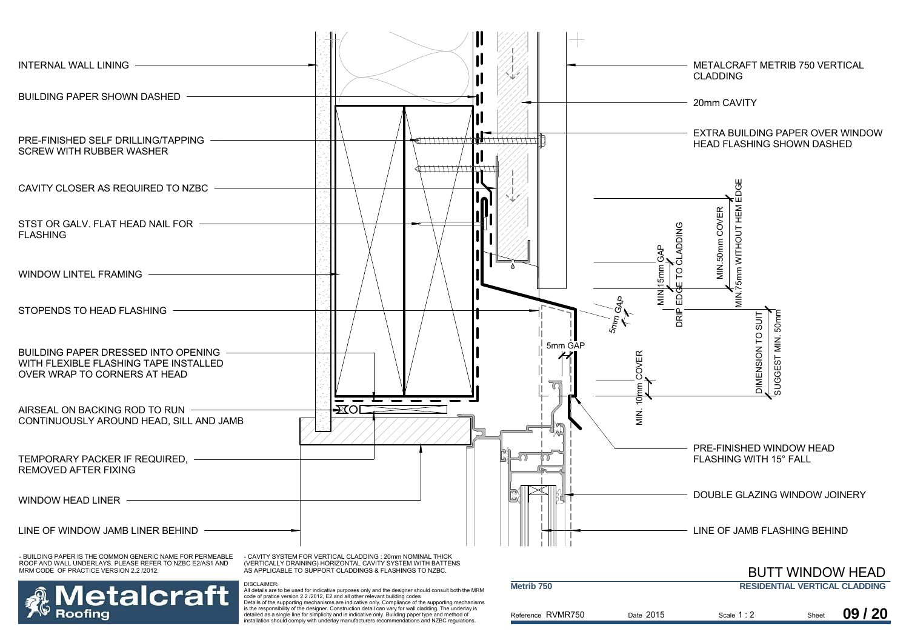INTERNAL WALL LINING

BUILDING PAPER SHOWN DASHED

PRE-FINISHED SELF DRILLING/TAPPING SCREW WITH RUBBER WASHER

CAVITY CLOSER AS REQUIRED TO NZBC

STST OR GALV. FLAT HEAD NAIL FOR FLASHING

WINDOW LINTEL FRAMING

STOPENDS TO HEAD FLASHING

BUILDING PAPER DRESSED INTO OPENING WITH FLEXIBLE FLASHING TAPE INSTALLED OVER WRAP TO CORNERS AT HEAD

AIRSEAL ON BACKING ROD TO RUN CONTINUOUSLY AROUND HEAD, SILL AND JAMB

TEMPORARY PACKER IF REQUIRED, REMOVED AFTER FIXING

WINDOW HEAD LINER

LINE OF WINDOW JAMB LINER BEHIND

METALCRAFT METRIB 750 VERTICAL CLADDING

20mm CAVITY

EXTRA BUILDING PAPER OVER WINDOW HEAD FLASHING SHOWN DASHED

MIN.75mm WITHOUT HEM EDGE

MIN.50mm COVER

DRIP EDGE TO CLADDING

MIN 15mm GAP

5mm GAP

5mm GAP

MIN. 10mm COVER

DIMENSION TO SUIT

SUGGEST MIN. 50mm

PRE-FINISHED WINDOW HEAD FLASHING WITH 15° FALL

DOUBLE GLAZING WINDOW JOINERY

LINE OF JAMB FLASHING BEHIND

- BUILDING PAPER IS THE COMMON GENERIC NAME FOR PERMEABLE ROOF AND WALL UNDERLAYS. PLEASE REFER TO NZBC E2/AS1 AND MRM CODE OF PRACTICE VERSION 2.2 /2012.

- CAVITY SYSTEM FOR VERTICAL CLADDING : 20mm NOMINAL THICK (VERTICALLY DRAINING) HORIZONTAL CAVITY SYSTEM WITH BATTENS AS APPLICABLE TO SUPPORT CLADDINGS & FLASHINGS TO NZBC.

DISCLAIMER:
All details are to be used for indicative purposes only and the designer should consult both the MRM code of pratice version 2.2 /2012, E2 and all other relevant building codes
Details of the supporting mechanisms are indicative only. Compliance of the supporting mechanisms is the responsibility of the designer. Construction detail can vary for wall cladding. The underlay is detailed as a single line for simplicity and is indicative only. Building paper type and method of installation should comply with underlay manufacturers recommendations and NZBC regulations.

**Metalcraft Roofing**

# BUTT WINDOW HEAD

**Metrib 750** — **RESIDENTIAL VERTICAL CLADDING**

| Reference RVMR750 | Date 2015 | Scale 1 : 2 | Sheet 09 / 20 |
|---|---|---|---|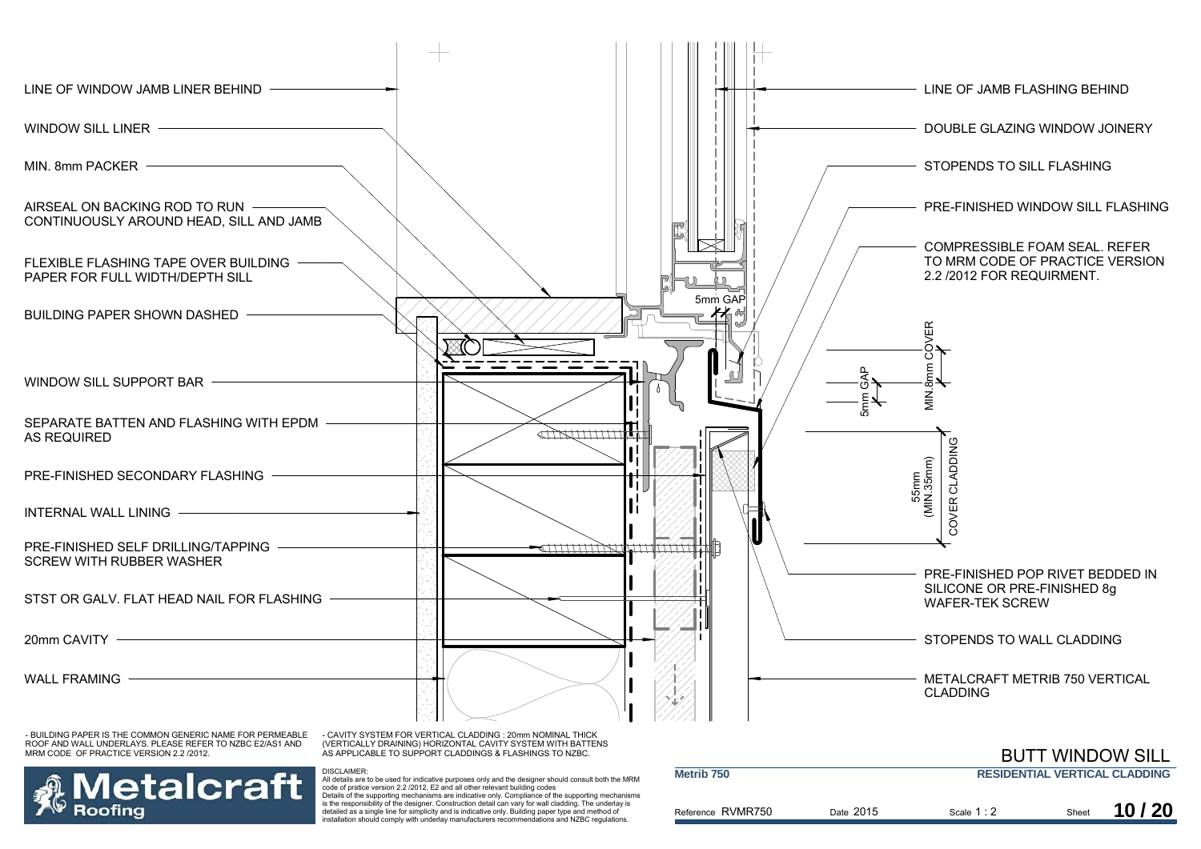LINE OF WINDOW JAMB LINER BEHIND

WINDOW SILL LINER

MIN. 8mm PACKER

AIRSEAL ON BACKING ROD TO RUN CONTINUOUSLY AROUND HEAD, SILL AND JAMB

FLEXIBLE FLASHING TAPE OVER BUILDING PAPER FOR FULL WIDTH/DEPTH SILL

BUILDING PAPER SHOWN DASHED

WINDOW SILL SUPPORT BAR

SEPARATE BATTEN AND FLASHING WITH EPDM AS REQUIRED

PRE-FINISHED SECONDARY FLASHING

INTERNAL WALL LINING

PRE-FINISHED SELF DRILLING/TAPPING SCREW WITH RUBBER WASHER

STST OR GALV. FLAT HEAD NAIL FOR FLASHING

20mm CAVITY

WALL FRAMING

5mm GAP

LINE OF JAMB FLASHING BEHIND

DOUBLE GLAZING WINDOW JOINERY

STOPENDS TO SILL FLASHING

PRE-FINISHED WINDOW SILL FLASHING

COMPRESSIBLE FOAM SEAL. REFER TO MRM CODE OF PRACTICE VERSION 2.2 /2012 FOR REQUIRMENT.

5mm GAP

MIN.8mm COVER

55mm (MIN.35mm) COVER CLADDING

PRE-FINISHED POP RIVET BEDDED IN SILICONE OR PRE-FINISHED 8g WAFER-TEK SCREW

STOPENDS TO WALL CLADDING

METALCRAFT METRIB 750 VERTICAL CLADDING

- BUILDING PAPER IS THE COMMON GENERIC NAME FOR PERMEABLE ROOF AND WALL UNDERLAYS. PLEASE REFER TO NZBC E2/AS1 AND MRM CODE OF PRACTICE VERSION 2.2 /2012.

- CAVITY SYSTEM FOR VERTICAL CLADDING : 20mm NOMINAL THICK (VERTICALLY DRAINING) HORIZONTAL CAVITY SYSTEM WITH BATTENS AS APPLICABLE TO SUPPORT CLADDINGS & FLASHINGS TO NZBC.

# BUTT WINDOW SILL

**Metrib 750** — **RESIDENTIAL VERTICAL CLADDING**

Metalcraft Roofing

DISCLAIMER:
All details are to be used for indicative purposes only and the designer should consult both the MRM code of pratice version 2.2 /2012, E2 and all other relevant building codes
Details of the supporting mechanisms are indicative only. Compliance of the supporting mechanisms is the responsibility of the designer. Construction detail can vary for wall cladding. The underlay is detailed as a single line for simplicity and is indicative only. Building paper type and method of installation should comply with underlay manufacturers recommendations and NZBC regulations.

| Reference RVMR750 | Date 2015 | Scale 1 : 2 | Sheet 10 / 20 |
|---|---|---|---|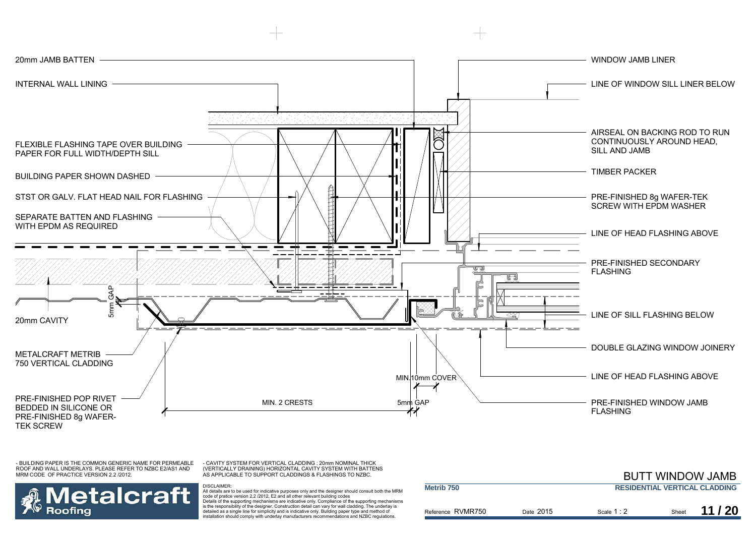20mm JAMB BATTEN

INTERNAL WALL LINING

FLEXIBLE FLASHING TAPE OVER BUILDING PAPER FOR FULL WIDTH/DEPTH SILL

BUILDING PAPER SHOWN DASHED

STST OR GALV. FLAT HEAD NAIL FOR FLASHING

SEPARATE BATTEN AND FLASHING WITH EPDM AS REQUIRED

5mm GAP

20mm CAVITY

METALCRAFT METRIB 750 VERTICAL CLADDING

PRE-FINISHED POP RIVET BEDDED IN SILICONE OR PRE-FINISHED 8g WAFER-TEK SCREW

MIN. 2 CRESTS

MIN.10mm COVER

5mm GAP

WINDOW JAMB LINER

LINE OF WINDOW SILL LINER BELOW

AIRSEAL ON BACKING ROD TO RUN CONTINUOUSLY AROUND HEAD, SILL AND JAMB

TIMBER PACKER

PRE-FINISHED 8g WAFER-TEK SCREW WITH EPDM WASHER

LINE OF HEAD FLASHING ABOVE

PRE-FINISHED SECONDARY FLASHING

LINE OF SILL FLASHING BELOW

DOUBLE GLAZING WINDOW JOINERY

LINE OF HEAD FLASHING ABOVE

PRE-FINISHED WINDOW JAMB FLASHING

- BUILDING PAPER IS THE COMMON GENERIC NAME FOR PERMEABLE ROOF AND WALL UNDERLAYS. PLEASE REFER TO NZBC E2/AS1 AND MRM CODE OF PRACTICE VERSION 2.2 /2012.

- CAVITY SYSTEM FOR VERTICAL CLADDING : 20mm NOMINAL THICK (VERTICALLY DRAINING) HORIZONTAL CAVITY SYSTEM WITH BATTENS AS APPLICABLE TO SUPPORT CLADDINGS & FLASHINGS TO NZBC.

DISCLAIMER:
All details are to be used for indicative purposes only and the designer should consult both the MRM code of pratice version 2.2 /2012, E2 and all other relevant building codes
Details of the supporting mechanisms are indicative only. Compliance of the supporting mechanisms is the responsibility of the designer. Construction detail can vary for wall cladding. The underlay is detailed as a single line for simplicity and is indicative only. Building paper type and method of installation should comply with underlay manufacturers recommendations and NZBC regulations.

Metalcraft Roofing

# BUTT WINDOW JAMB

| Metrib 750 | | RESIDENTIAL VERTICAL CLADDING | |
|---|---|---|---|
| Reference RVMR750 | Date 2015 | Scale 1 : 2 | Sheet 11 / 20 |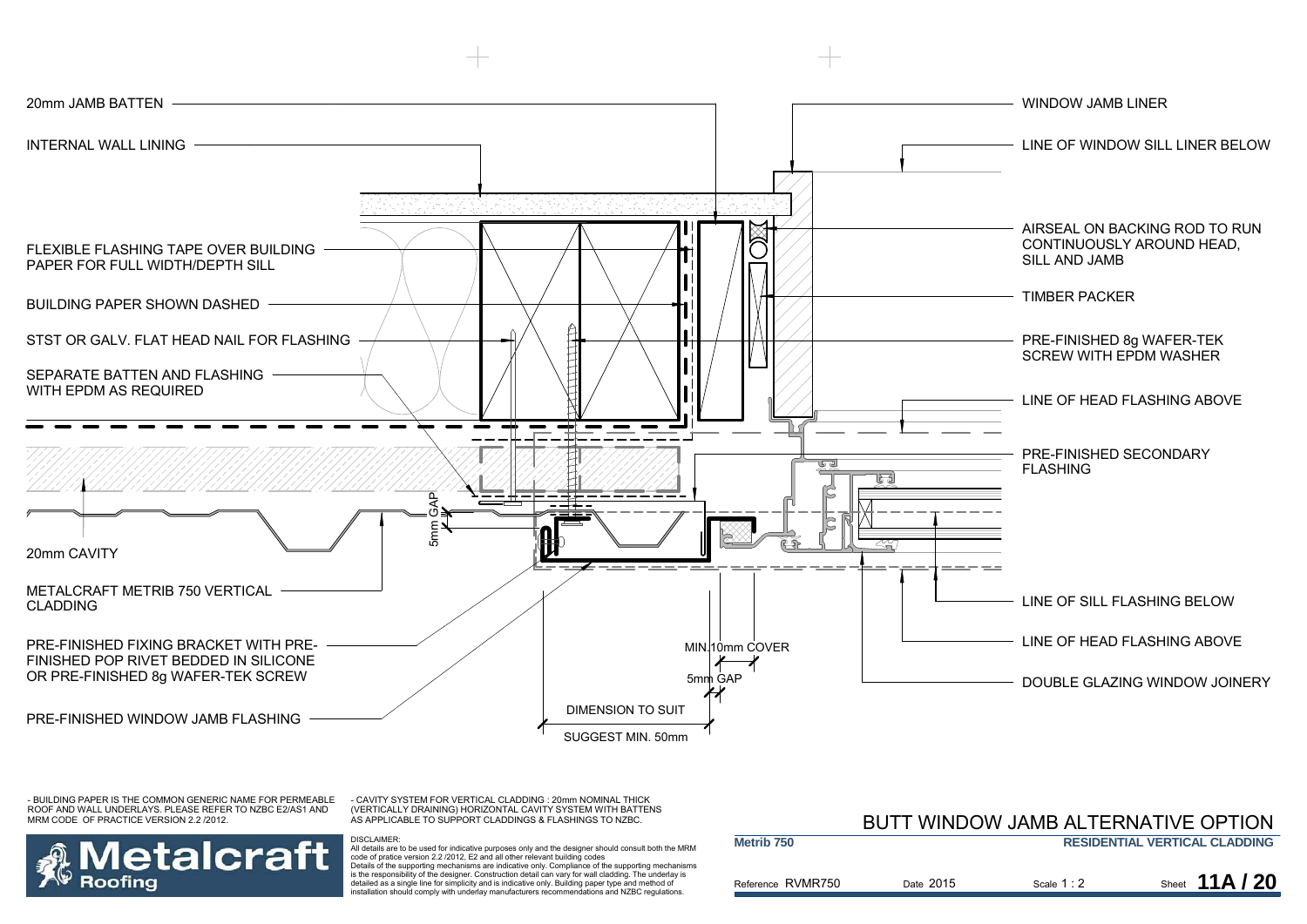20mm JAMB BATTEN

INTERNAL WALL LINING

FLEXIBLE FLASHING TAPE OVER BUILDING PAPER FOR FULL WIDTH/DEPTH SILL

BUILDING PAPER SHOWN DASHED

STST OR GALV. FLAT HEAD NAIL FOR FLASHING

SEPARATE BATTEN AND FLASHING WITH EPDM AS REQUIRED

5mm GAP

20mm CAVITY

METALCRAFT METRIB 750 VERTICAL CLADDING

PRE-FINISHED FIXING BRACKET WITH PRE-FINISHED POP RIVET BEDDED IN SILICONE OR PRE-FINISHED 8g WAFER-TEK SCREW

PRE-FINISHED WINDOW JAMB FLASHING

MIN.10mm COVER

5mm GAP

DIMENSION TO SUIT

SUGGEST MIN. 50mm

WINDOW JAMB LINER

LINE OF WINDOW SILL LINER BELOW

AIRSEAL ON BACKING ROD TO RUN CONTINUOUSLY AROUND HEAD, SILL AND JAMB

TIMBER PACKER

PRE-FINISHED 8g WAFER-TEK SCREW WITH EPDM WASHER

LINE OF HEAD FLASHING ABOVE

PRE-FINISHED SECONDARY FLASHING

LINE OF SILL FLASHING BELOW

LINE OF HEAD FLASHING ABOVE

DOUBLE GLAZING WINDOW JOINERY

- BUILDING PAPER IS THE COMMON GENERIC NAME FOR PERMEABLE ROOF AND WALL UNDERLAYS. PLEASE REFER TO NZBC E2/AS1 AND MRM CODE OF PRACTICE VERSION 2.2 /2012.

- CAVITY SYSTEM FOR VERTICAL CLADDING : 20mm NOMINAL THICK (VERTICALLY DRAINING) HORIZONTAL CAVITY SYSTEM WITH BATTENS AS APPLICABLE TO SUPPORT CLADDINGS & FLASHINGS TO NZBC.

DISCLAIMER:
All details are to be used for indicative purposes only and the designer should consult both the MRM code of pratice version 2.2 /2012, E2 and all other relevant building codes
Details of the supporting mechanisms are indicative only. Compliance of the supporting mechanisms is the responsibility of the designer. Construction detail can vary for wall cladding. The underlay is detailed as a single line for simplicity and is indicative only. Building paper type and method of installation should comply with underlay manufacturers recommendations and NZBC regulations.

# BUTT WINDOW JAMB ALTERNATIVE OPTION

**Metrib 750** — **RESIDENTIAL VERTICAL CLADDING**

Reference RVMR750 | Date 2015 | Scale 1 : 2 | Sheet **11A / 20**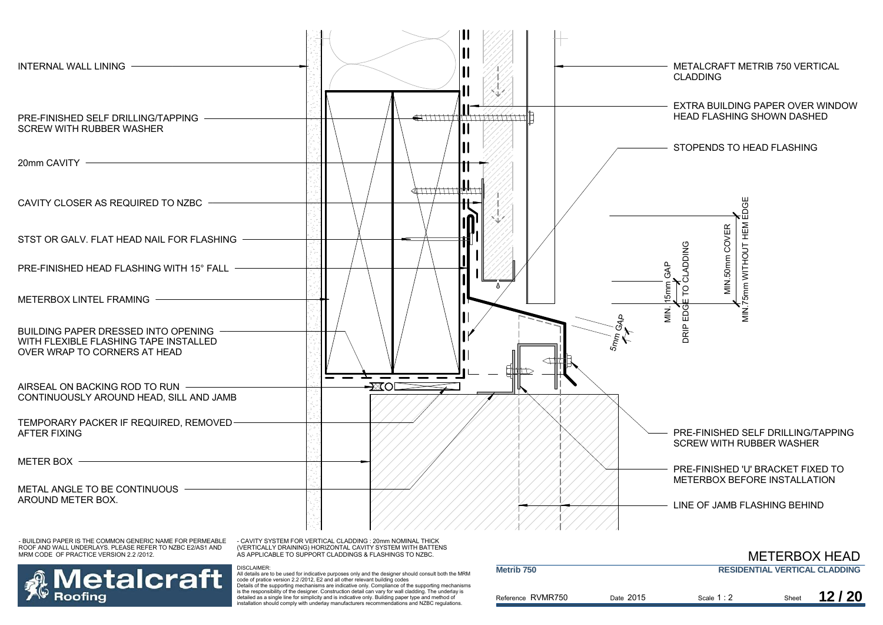INTERNAL WALL LINING

PRE-FINISHED SELF DRILLING/TAPPING SCREW WITH RUBBER WASHER

20mm CAVITY

CAVITY CLOSER AS REQUIRED TO NZBC

STST OR GALV. FLAT HEAD NAIL FOR FLASHING

PRE-FINISHED HEAD FLASHING WITH 15° FALL

METERBOX LINTEL FRAMING

BUILDING PAPER DRESSED INTO OPENING WITH FLEXIBLE FLASHING TAPE INSTALLED OVER WRAP TO CORNERS AT HEAD

AIRSEAL ON BACKING ROD TO RUN CONTINUOUSLY AROUND HEAD, SILL AND JAMB

TEMPORARY PACKER IF REQUIRED, REMOVED AFTER FIXING

METER BOX

METAL ANGLE TO BE CONTINUOUS AROUND METER BOX.

METALCRAFT METRIB 750 VERTICAL CLADDING

EXTRA BUILDING PAPER OVER WINDOW HEAD FLASHING SHOWN DASHED

STOPENDS TO HEAD FLASHING

MIN.75mm WITHOUT HEM EDGE

MIN.50mm COVER

DRIP EDGE TO CLADDING

MIN. 15mm GAP

5mm GAP

PRE-FINISHED SELF DRILLING/TAPPING SCREW WITH RUBBER WASHER

PRE-FINISHED 'U' BRACKET FIXED TO METERBOX BEFORE INSTALLATION

LINE OF JAMB FLASHING BEHIND

- BUILDING PAPER IS THE COMMON GENERIC NAME FOR PERMEABLE ROOF AND WALL UNDERLAYS. PLEASE REFER TO NZBC E2/AS1 AND MRM CODE OF PRACTICE VERSION 2.2 /2012.

- CAVITY SYSTEM FOR VERTICAL CLADDING : 20mm NOMINAL THICK (VERTICALLY DRAINING) HORIZONTAL CAVITY SYSTEM WITH BATTENS AS APPLICABLE TO SUPPORT CLADDINGS & FLASHINGS TO NZBC.

Metalcraft Roofing

DISCLAIMER:
All details are to be used for indicative purposes only and the designer should consult both the MRM code of pratice version 2.2 /2012, E2 and all other relevant building codes
Details of the supporting mechanisms are indicative only. Compliance of the supporting mechanisms is the responsibility of the designer. Construction detail can vary for wall cladding. The underlay is detailed as a single line for simplicity and is indicative only. Building paper type and method of installation should comply with underlay manufacturers recommendations and NZBC regulations.

# METERBOX HEAD

**Metrib 750** | **RESIDENTIAL VERTICAL CLADDING**

Reference RVMR750 | Date 2015 | Scale 1 : 2 | Sheet **12 / 20**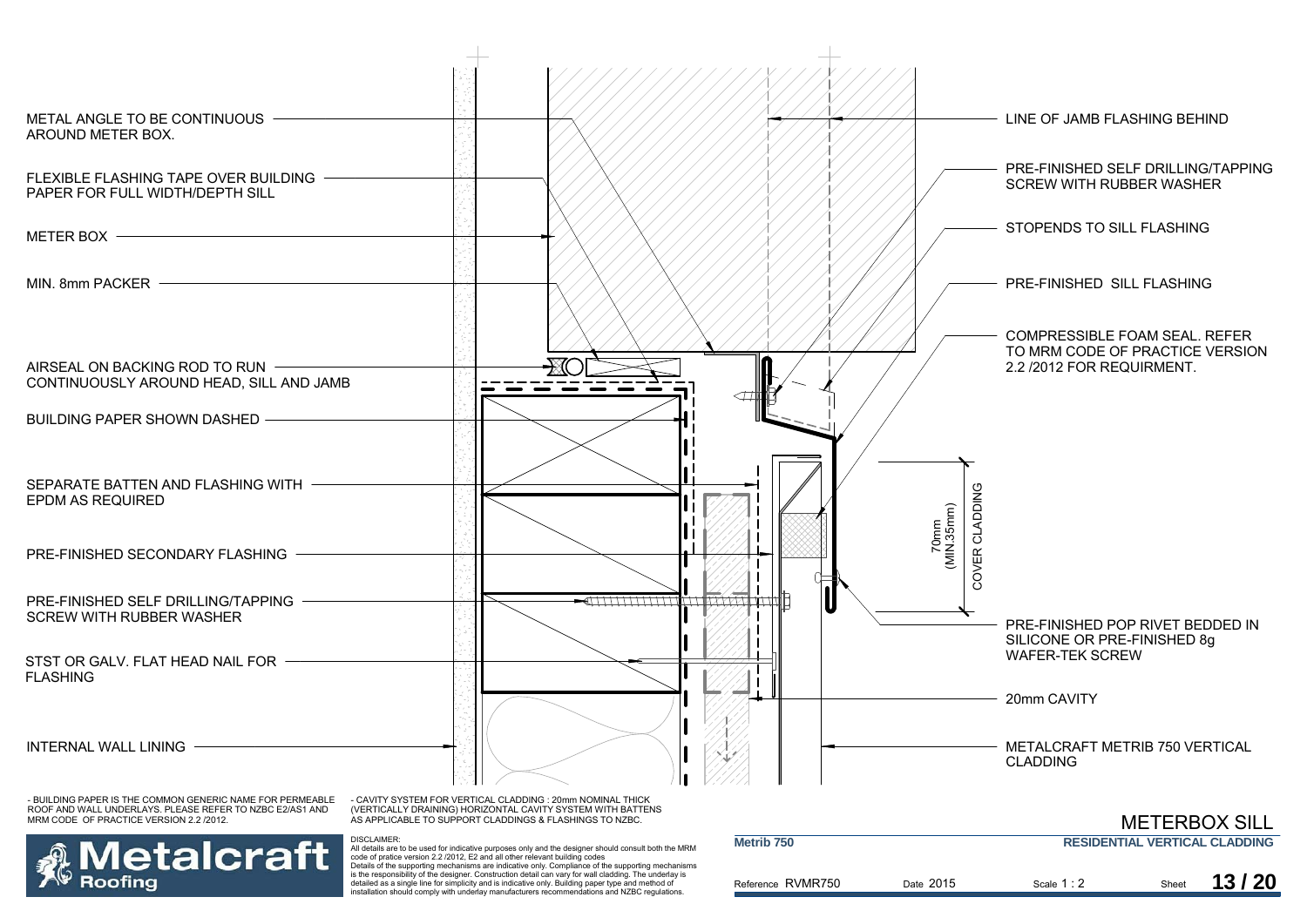METAL ANGLE TO BE CONTINUOUS AROUND METER BOX.

FLEXIBLE FLASHING TAPE OVER BUILDING PAPER FOR FULL WIDTH/DEPTH SILL

METER BOX

MIN. 8mm PACKER

AIRSEAL ON BACKING ROD TO RUN CONTINUOUSLY AROUND HEAD, SILL AND JAMB

BUILDING PAPER SHOWN DASHED

SEPARATE BATTEN AND FLASHING WITH EPDM AS REQUIRED

PRE-FINISHED SECONDARY FLASHING

PRE-FINISHED SELF DRILLING/TAPPING SCREW WITH RUBBER WASHER

STST OR GALV. FLAT HEAD NAIL FOR FLASHING

INTERNAL WALL LINING

LINE OF JAMB FLASHING BEHIND

PRE-FINISHED SELF DRILLING/TAPPING SCREW WITH RUBBER WASHER

STOPENDS TO SILL FLASHING

PRE-FINISHED SILL FLASHING

COMPRESSIBLE FOAM SEAL. REFER TO MRM CODE OF PRACTICE VERSION 2.2 /2012 FOR REQUIRMENT.

70mm (MIN.35mm) COVER CLADDING

PRE-FINISHED POP RIVET BEDDED IN SILICONE OR PRE-FINISHED 8g WAFER-TEK SCREW

20mm CAVITY

METALCRAFT METRIB 750 VERTICAL CLADDING

- BUILDING PAPER IS THE COMMON GENERIC NAME FOR PERMEABLE ROOF AND WALL UNDERLAYS. PLEASE REFER TO NZBC E2/AS1 AND MRM CODE OF PRACTICE VERSION 2.2 /2012.

- CAVITY SYSTEM FOR VERTICAL CLADDING : 20mm NOMINAL THICK (VERTICALLY DRAINING) HORIZONTAL CAVITY SYSTEM WITH BATTENS AS APPLICABLE TO SUPPORT CLADDINGS & FLASHINGS TO NZBC.

DISCLAIMER:
All details are to be used for indicative purposes only and the designer should consult both the MRM code of pratice version 2.2 /2012, E2 and all other relevant building codes
Details of the supporting mechanisms are indicative only. Compliance of the supporting mechanisms is the responsibility of the designer. Construction detail can vary for wall cladding. The underlay is detailed as a single line for simplicity and is indicative only. Building paper type and method of installation should comply with underlay manufacturers recommendations and NZBC regulations.

Metalcraft Roofing

# METERBOX SILL

**Metrib 750** | **RESIDENTIAL VERTICAL CLADDING**

Reference RVMR750 | Date 2015 | Scale 1 : 2 | Sheet 13 / 20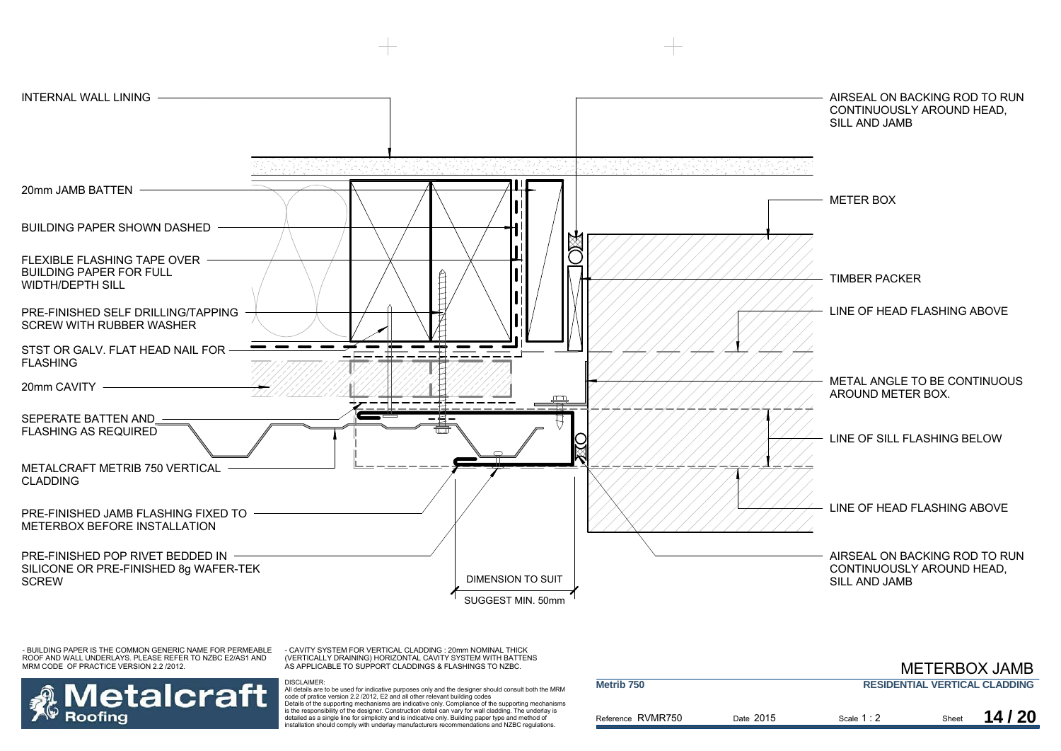INTERNAL WALL LINING

20mm JAMB BATTEN

BUILDING PAPER SHOWN DASHED

FLEXIBLE FLASHING TAPE OVER BUILDING PAPER FOR FULL WIDTH/DEPTH SILL

PRE-FINISHED SELF DRILLING/TAPPING SCREW WITH RUBBER WASHER

STST OR GALV. FLAT HEAD NAIL FOR FLASHING

20mm CAVITY

SEPERATE BATTEN AND FLASHING AS REQUIRED

METALCRAFT METRIB 750 VERTICAL CLADDING

PRE-FINISHED JAMB FLASHING FIXED TO METERBOX BEFORE INSTALLATION

PRE-FINISHED POP RIVET BEDDED IN SILICONE OR PRE-FINISHED 8g WAFER-TEK SCREW

DIMENSION TO SUIT

SUGGEST MIN. 50mm

AIRSEAL ON BACKING ROD TO RUN CONTINUOUSLY AROUND HEAD, SILL AND JAMB

METER BOX

TIMBER PACKER

LINE OF HEAD FLASHING ABOVE

METAL ANGLE TO BE CONTINUOUS AROUND METER BOX.

LINE OF SILL FLASHING BELOW

LINE OF HEAD FLASHING ABOVE

AIRSEAL ON BACKING ROD TO RUN CONTINUOUSLY AROUND HEAD, SILL AND JAMB

- BUILDING PAPER IS THE COMMON GENERIC NAME FOR PERMEABLE ROOF AND WALL UNDERLAYS. PLEASE REFER TO NZBC E2/AS1 AND MRM CODE OF PRACTICE VERSION 2.2 /2012.

- CAVITY SYSTEM FOR VERTICAL CLADDING : 20mm NOMINAL THICK (VERTICALLY DRAINING) HORIZONTAL CAVITY SYSTEM WITH BATTENS AS APPLICABLE TO SUPPORT CLADDINGS & FLASHINGS TO NZBC.

DISCLAIMER:
All details are to be used for indicative purposes only and the designer should consult both the MRM code of pratice version 2.2 /2012, E2 and all other relevant building codes
Details of the supporting mechanisms are indicative only. Compliance of the supporting mechanisms is the responsibility of the designer. Construction detail can vary for wall cladding. The underlay is detailed as a single line for simplicity and is indicative only. Building paper type and method of installation should comply with underlay manufacturers recommendations and NZBC regulations.

Metalcraft Roofing

# METERBOX JAMB

| Metrib 750 | | RESIDENTIAL VERTICAL CLADDING | |
|---|---|---|---|
| Reference RVMR750 | Date 2015 | Scale 1 : 2 | Sheet 14 / 20 |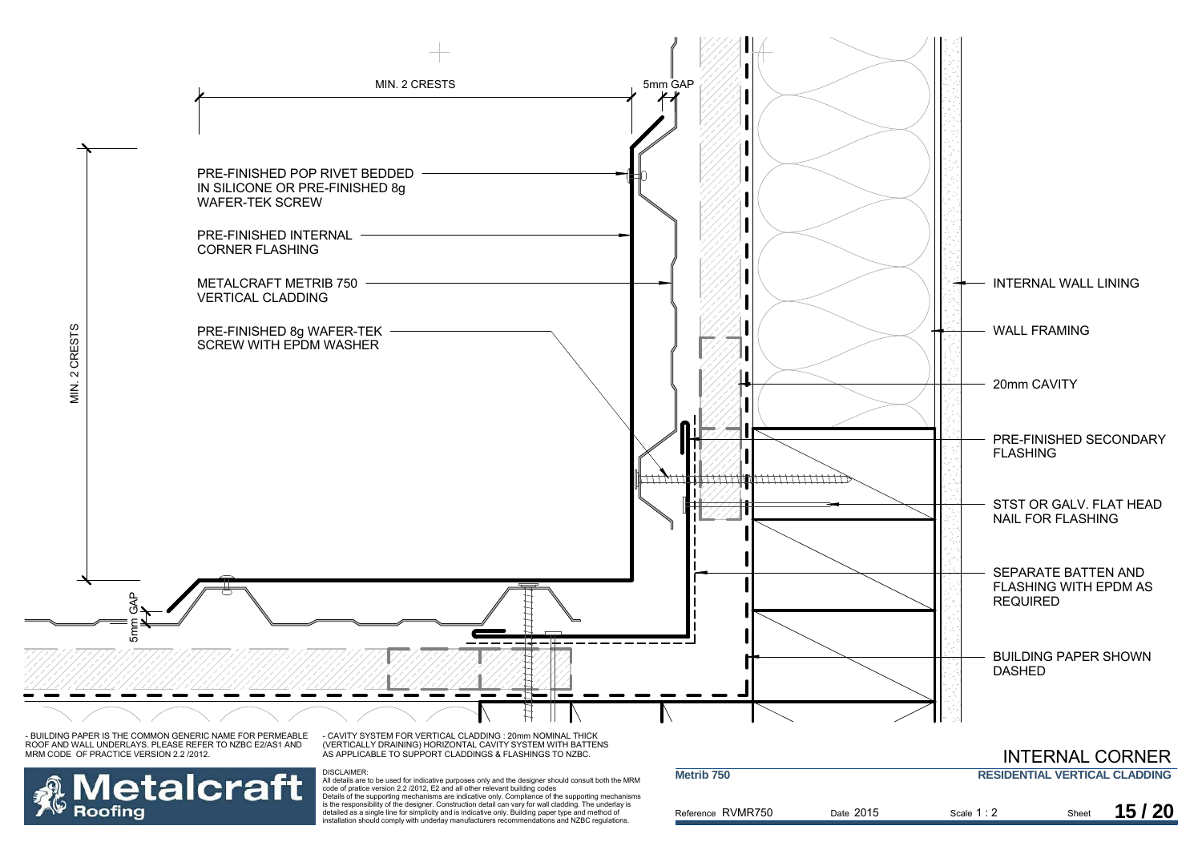MIN. 2 CRESTS

5mm GAP

PRE-FINISHED POP RIVET BEDDED IN SILICONE OR PRE-FINISHED 8g WAFER-TEK SCREW

PRE-FINISHED INTERNAL CORNER FLASHING

METALCRAFT METRIB 750 VERTICAL CLADDING

PRE-FINISHED 8g WAFER-TEK SCREW WITH EPDM WASHER

MIN. 2 CRESTS

5mm GAP

INTERNAL WALL LINING

WALL FRAMING

20mm CAVITY

PRE-FINISHED SECONDARY FLASHING

STST OR GALV. FLAT HEAD NAIL FOR FLASHING

SEPARATE BATTEN AND FLASHING WITH EPDM AS REQUIRED

BUILDING PAPER SHOWN DASHED

- BUILDING PAPER IS THE COMMON GENERIC NAME FOR PERMEABLE ROOF AND WALL UNDERLAYS. PLEASE REFER TO NZBC E2/AS1 AND MRM CODE OF PRACTICE VERSION 2.2 /2012.

- CAVITY SYSTEM FOR VERTICAL CLADDING : 20mm NOMINAL THICK (VERTICALLY DRAINING) HORIZONTAL CAVITY SYSTEM WITH BATTENS AS APPLICABLE TO SUPPORT CLADDINGS & FLASHINGS TO NZBC.

DISCLAIMER:
All details are to be used for indicative purposes only and the designer should consult both the MRM code of pratice version 2.2 /2012, E2 and all other relevant building codes
Details of the supporting mechanisms are indicative only. Compliance of the supporting mechanisms is the responsibility of the designer. Construction detail can vary for wall cladding. The underlay is detailed as a single line for simplicity and is indicative only. Building paper type and method of installation should comply with underlay manufacturers recommendations and NZBC regulations.

Metalcraft Roofing

# INTERNAL CORNER

**Metrib 750** — **RESIDENTIAL VERTICAL CLADDING**

Reference RVMR750 | Date 2015 | Scale 1 : 2 | Sheet **15 / 20**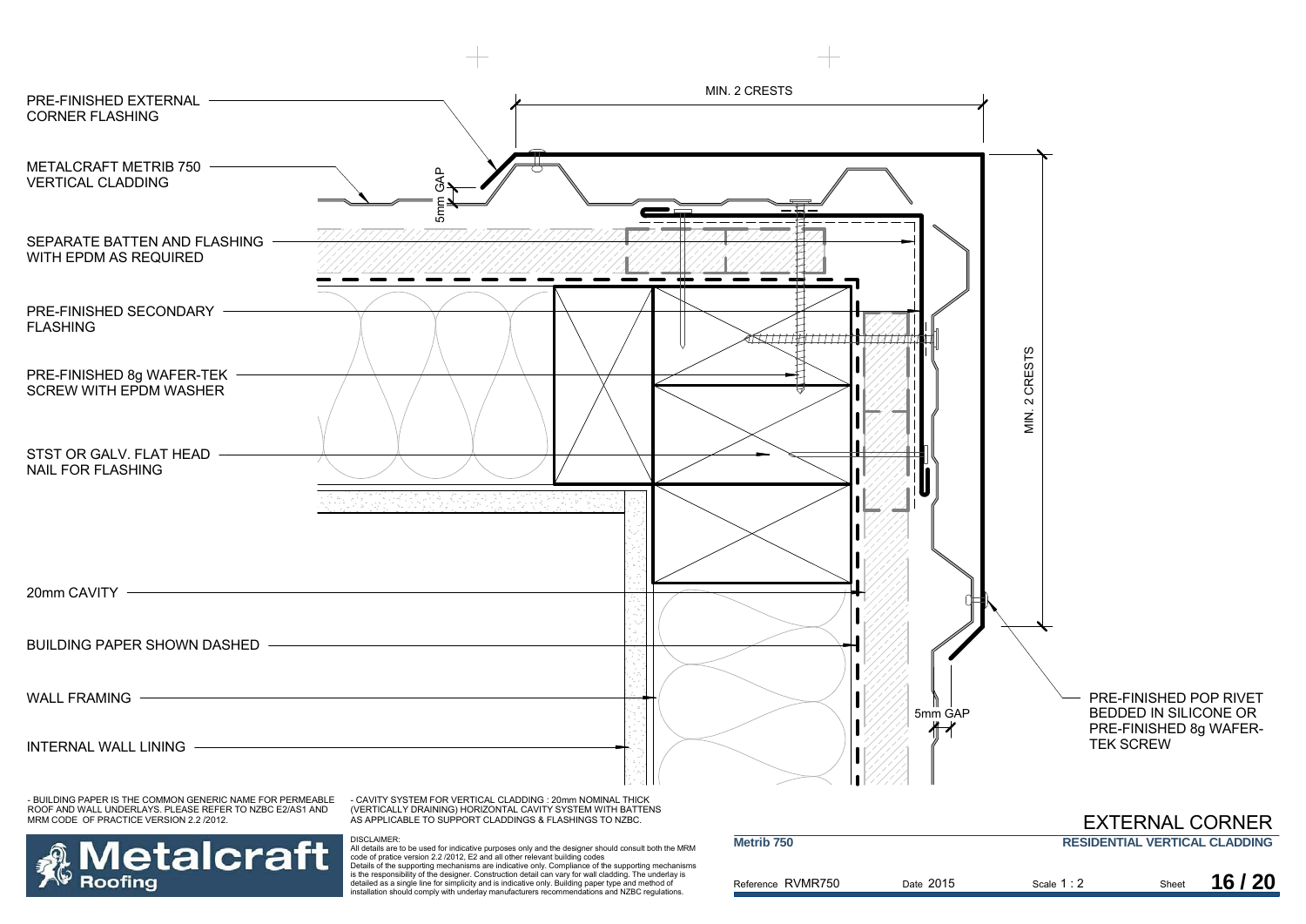PRE-FINISHED EXTERNAL CORNER FLASHING

METALCRAFT METRIB 750 VERTICAL CLADDING

SEPARATE BATTEN AND FLASHING WITH EPDM AS REQUIRED

PRE-FINISHED SECONDARY FLASHING

PRE-FINISHED 8g WAFER-TEK SCREW WITH EPDM WASHER

STST OR GALV. FLAT HEAD NAIL FOR FLASHING

20mm CAVITY

BUILDING PAPER SHOWN DASHED

WALL FRAMING

INTERNAL WALL LINING

MIN. 2 CRESTS

5mm GAP

MIN. 2 CRESTS

5mm GAP

PRE-FINISHED POP RIVET BEDDED IN SILICONE OR PRE-FINISHED 8g WAFER-TEK SCREW

- BUILDING PAPER IS THE COMMON GENERIC NAME FOR PERMEABLE ROOF AND WALL UNDERLAYS. PLEASE REFER TO NZBC E2/AS1 AND MRM CODE OF PRACTICE VERSION 2.2 /2012.

- CAVITY SYSTEM FOR VERTICAL CLADDING : 20mm NOMINAL THICK (VERTICALLY DRAINING) HORIZONTAL CAVITY SYSTEM WITH BATTENS AS APPLICABLE TO SUPPORT CLADDINGS & FLASHINGS TO NZBC.

DISCLAIMER:
All details are to be used for indicative purposes only and the designer should consult both the MRM code of pratice version 2.2 /2012, E2 and all other relevant building codes
Details of the supporting mechanisms are indicative only. Compliance of the supporting mechanisms is the responsibility of the designer. Construction detail can vary for wall cladding. The underlay is detailed as a single line for simplicity and is indicative only. Building paper type and method of installation should comply with underlay manufacturers recommendations and NZBC regulations.

Metalcraft Roofing

# EXTERNAL CORNER

**Metrib 750** — **RESIDENTIAL VERTICAL CLADDING**

Reference RVMR750 | Date 2015 | Scale 1 : 2 | Sheet **16 / 20**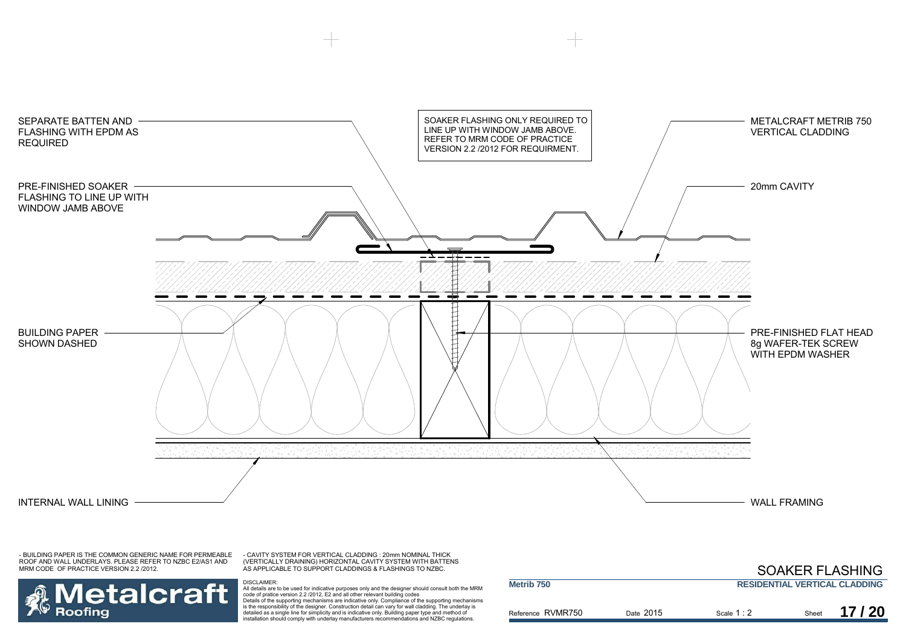SEPARATE BATTEN AND FLASHING WITH EPDM AS REQUIRED

SOAKER FLASHING ONLY REQUIRED TO LINE UP WITH WINDOW JAMB ABOVE. REFER TO MRM CODE OF PRACTICE VERSION 2.2 /2012 FOR REQUIRMENT.

METALCRAFT METRIB 750 VERTICAL CLADDING

PRE-FINISHED SOAKER FLASHING TO LINE UP WITH WINDOW JAMB ABOVE

20mm CAVITY

BUILDING PAPER SHOWN DASHED

PRE-FINISHED FLAT HEAD 8g WAFER-TEK SCREW WITH EPDM WASHER

INTERNAL WALL LINING

WALL FRAMING

- BUILDING PAPER IS THE COMMON GENERIC NAME FOR PERMEABLE ROOF AND WALL UNDERLAYS. PLEASE REFER TO NZBC E2/AS1 AND MRM CODE OF PRACTICE VERSION 2.2 /2012.

- CAVITY SYSTEM FOR VERTICAL CLADDING : 20mm NOMINAL THICK (VERTICALLY DRAINING) HORIZONTAL CAVITY SYSTEM WITH BATTENS AS APPLICABLE TO SUPPORT CLADDINGS & FLASHINGS TO NZBC.

DISCLAIMER:
All details are to be used for indicative purposes only and the designer should consult both the MRM code of pratice version 2.2 /2012, E2 and all other relevant building codes
Details of the supporting mechanisms are indicative only. Compliance of the supporting mechanisms is the responsibility of the designer. Construction detail can vary for wall cladding. The underlay is detailed as a single line for simplicity and is indicative only. Building paper type and method of installation should comply with underlay manufacturers recommendations and NZBC regulations.

Metalcraft Roofing

# SOAKER FLASHING

**Metrib 750** — **RESIDENTIAL VERTICAL CLADDING**

Reference RVMR750 | Date 2015 | Scale 1 : 2 | Sheet 17 / 20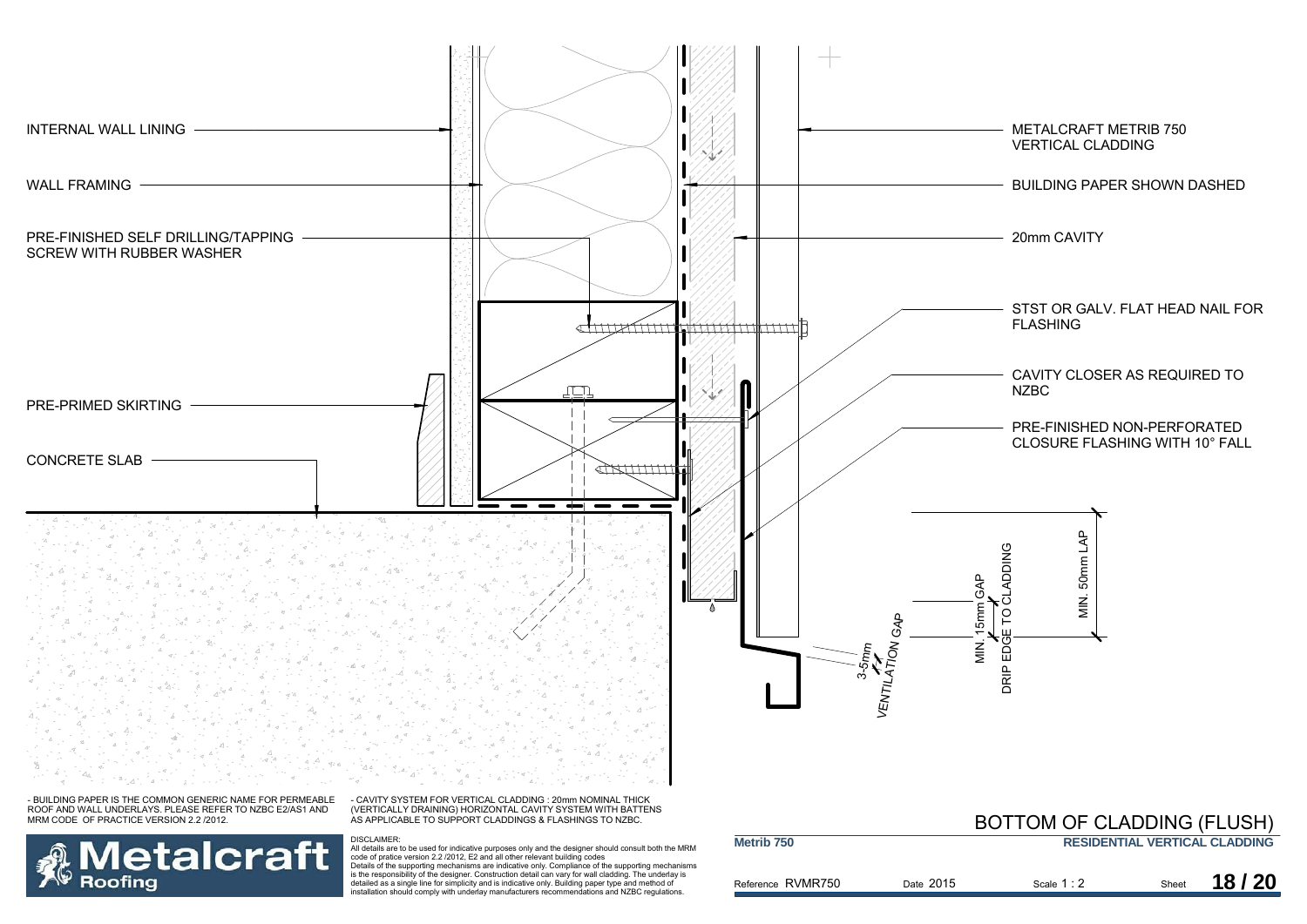INTERNAL WALL LINING

WALL FRAMING

PRE-FINISHED SELF DRILLING/TAPPING SCREW WITH RUBBER WASHER

PRE-PRIMED SKIRTING

CONCRETE SLAB

METALCRAFT METRIB 750 VERTICAL CLADDING

BUILDING PAPER SHOWN DASHED

20mm CAVITY

STST OR GALV. FLAT HEAD NAIL FOR FLASHING

CAVITY CLOSER AS REQUIRED TO NZBC

PRE-FINISHED NON-PERFORATED CLOSURE FLASHING WITH 10° FALL

MIN. 50mm LAP

MIN. 15mm GAP DRIP EDGE TO CLADDING

3-5mm VENTILATION GAP

- BUILDING PAPER IS THE COMMON GENERIC NAME FOR PERMEABLE ROOF AND WALL UNDERLAYS. PLEASE REFER TO NZBC E2/AS1 AND MRM CODE OF PRACTICE VERSION 2.2 /2012.

- CAVITY SYSTEM FOR VERTICAL CLADDING : 20mm NOMINAL THICK (VERTICALLY DRAINING) HORIZONTAL CAVITY SYSTEM WITH BATTENS AS APPLICABLE TO SUPPORT CLADDINGS & FLASHINGS TO NZBC.

DISCLAIMER:
All details are to be used for indicative purposes only and the designer should consult both the MRM code of pratice version 2.2 /2012, E2 and all other relevant building codes
Details of the supporting mechanisms are indicative only. Compliance of the supporting mechanisms is the responsibility of the designer. Construction detail can vary for wall cladding. The underlay is detailed as a single line for simplicity and is indicative only. Building paper type and method of installation should comply with underlay manufacturers recommendations and NZBC regulations.

Metalcraft Roofing

# BOTTOM OF CLADDING (FLUSH)

**Metrib 750** — **RESIDENTIAL VERTICAL CLADDING**

Reference RVMR750 | Date 2015 | Scale 1 : 2 | Sheet **18 / 20**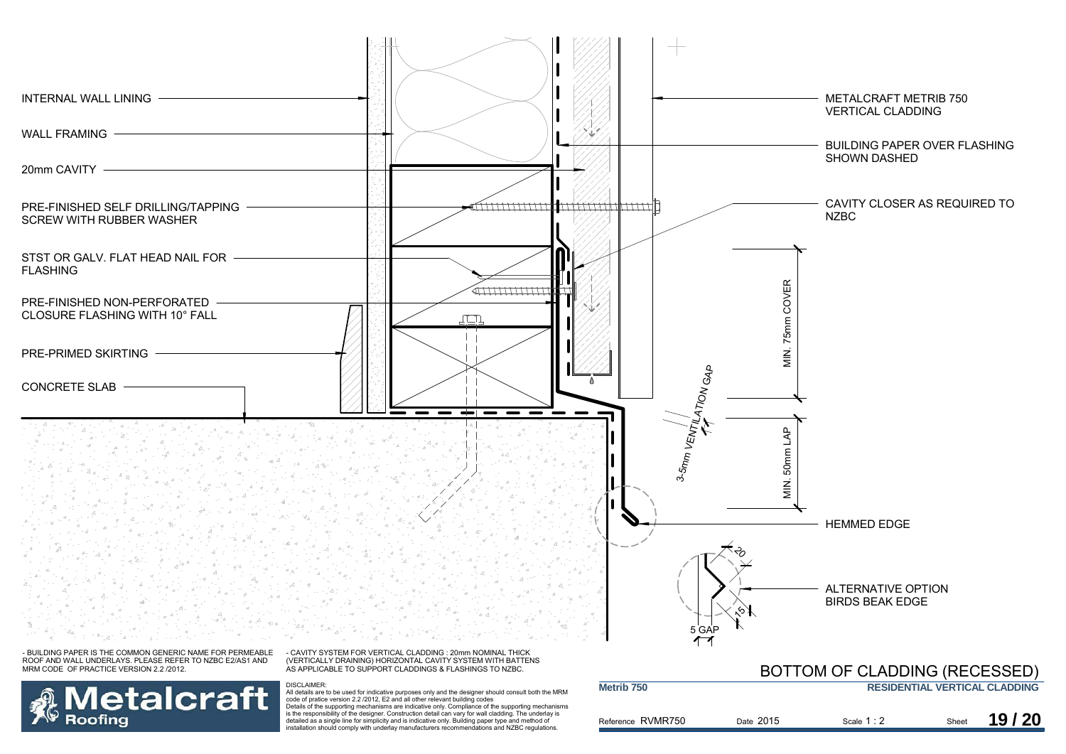INTERNAL WALL LINING

WALL FRAMING

20mm CAVITY

PRE-FINISHED SELF DRILLING/TAPPING SCREW WITH RUBBER WASHER

STST OR GALV. FLAT HEAD NAIL FOR FLASHING

PRE-FINISHED NON-PERFORATED CLOSURE FLASHING WITH 10° FALL

PRE-PRIMED SKIRTING

CONCRETE SLAB

METALCRAFT METRIB 750 VERTICAL CLADDING

BUILDING PAPER OVER FLASHING SHOWN DASHED

CAVITY CLOSER AS REQUIRED TO NZBC

MIN. 75mm COVER

3-5mm VENTILATION GAP

MIN. 50mm LAP

HEMMED EDGE

20

15

5 GAP

ALTERNATIVE OPTION BIRDS BEAK EDGE

- BUILDING PAPER IS THE COMMON GENERIC NAME FOR PERMEABLE ROOF AND WALL UNDERLAYS. PLEASE REFER TO NZBC E2/AS1 AND MRM CODE OF PRACTICE VERSION 2.2 /2012.

- CAVITY SYSTEM FOR VERTICAL CLADDING : 20mm NOMINAL THICK (VERTICALLY DRAINING) HORIZONTAL CAVITY SYSTEM WITH BATTENS AS APPLICABLE TO SUPPORT CLADDINGS & FLASHINGS TO NZBC.

DISCLAIMER:
All details are to be used for indicative purposes only and the designer should consult both the MRM code of pratice version 2.2 /2012, E2 and all other relevant building codes
Details of the supporting mechanisms are indicative only. Compliance of the supporting mechanisms is the responsibility of the designer. Construction detail can vary for wall cladding. The underlay is detailed as a single line for simplicity and is indicative only. Building paper type and method of installation should comply with underlay manufacturers recommendations and NZBC regulations.

**Metalcraft Roofing**

# BOTTOM OF CLADDING (RECESSED)

**Metrib 750** — **RESIDENTIAL VERTICAL CLADDING**

Reference RVMR750 | Date 2015 | Scale 1 : 2 | Sheet **19 / 20**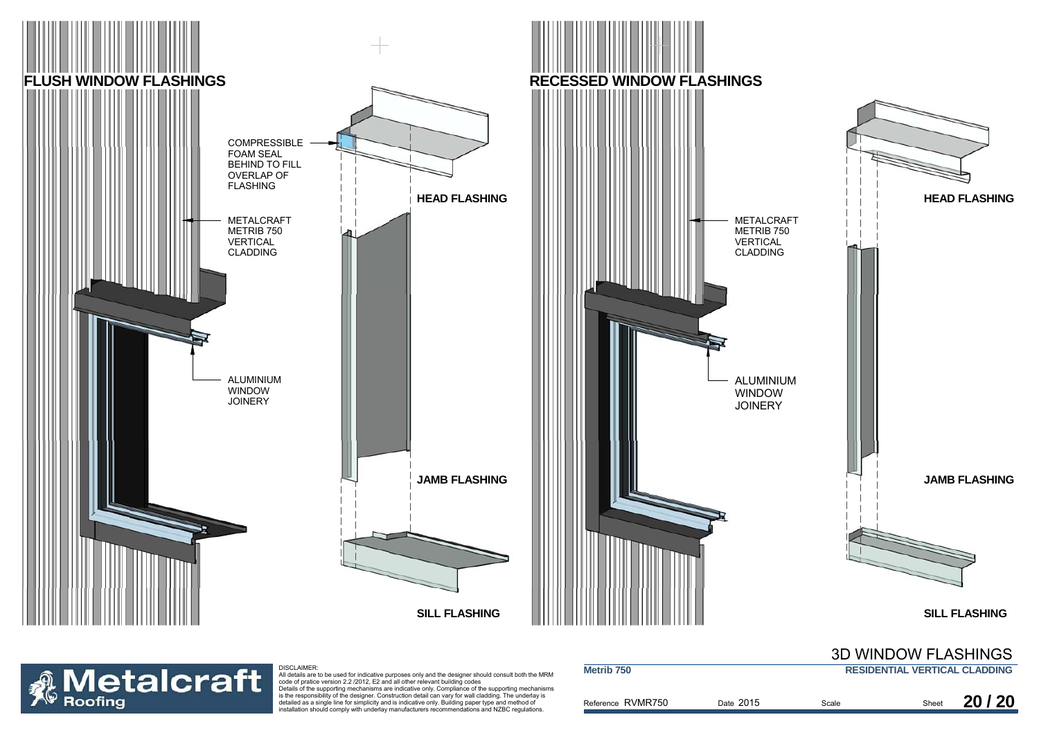## FLUSH WINDOW FLASHINGS

COMPRESSIBLE FOAM SEAL BEHIND TO FILL OVERLAP OF FLASHING

METALCRAFT METRIB 750 VERTICAL CLADDING

ALUMINIUM WINDOW JOINERY

**HEAD FLASHING**

**JAMB FLASHING**

**SILL FLASHING**

## RECESSED WINDOW FLASHINGS

METALCRAFT METRIB 750 VERTICAL CLADDING

ALUMINIUM WINDOW JOINERY

**HEAD FLASHING**

**JAMB FLASHING**

**SILL FLASHING**

# 3D WINDOW FLASHINGS

**Metrib 750** | **RESIDENTIAL VERTICAL CLADDING**

Reference RVMR750 | Date 2015 | Scale | Sheet **20 / 20**

Metalcraft Roofing

DISCLAIMER:
All details are to be used for indicative purposes only and the designer should consult both the MRM code of pratice version 2.2 /2012, E2 and all other relevant building codes
Details of the supporting mechanisms are indicative only. Compliance of the supporting mechanisms is the responsibility of the designer. Construction detail can vary for wall cladding. The underlay is detailed as a single line for simplicity and is indicative only. Building paper type and method of installation should comply with underlay manufacturers recommendations and NZBC regulations.